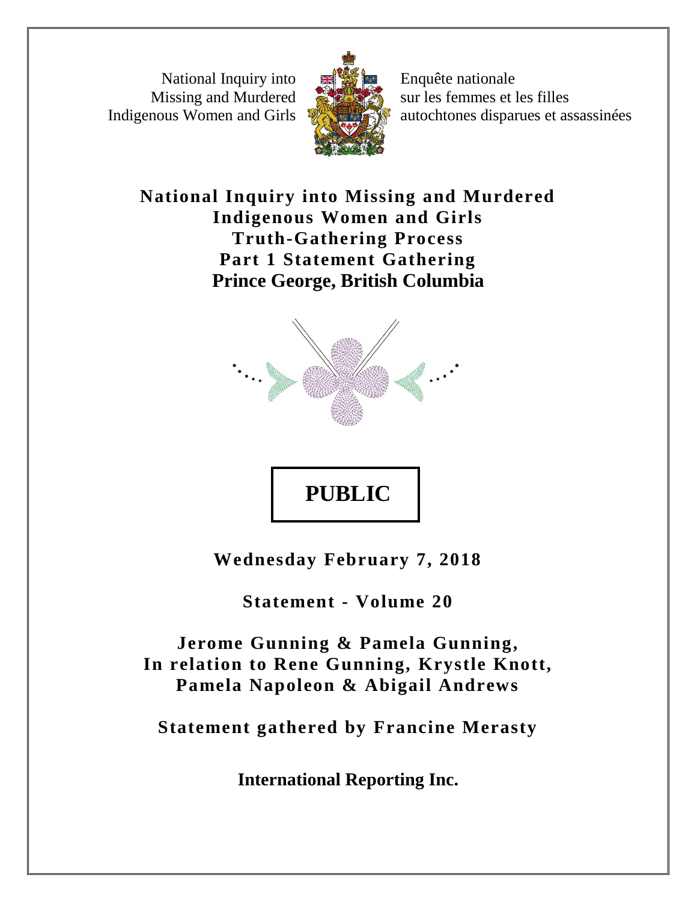National Inquiry into Missing and Murdered Indigenous Women and Girls

Enquête nationale sur les femmes et les filles autochtones disparues et assassinées

# National Inquiry into Missing and Murdered Indigenous Women and Girls Truth-Gathering Process Part 1 Statement Gathering Prince George, British Columbia

**PUBLIC**

**Wednesday February 7, 2018**

**Statement - Volume 20**

**Jerome Gunning & Pamela Gunning, In relation to Rene Gunning, Krystle Knott, Pamela Napoleon & Abigail Andrews**

**Statement gathered by Francine Merasty**

**International Reporting Inc.**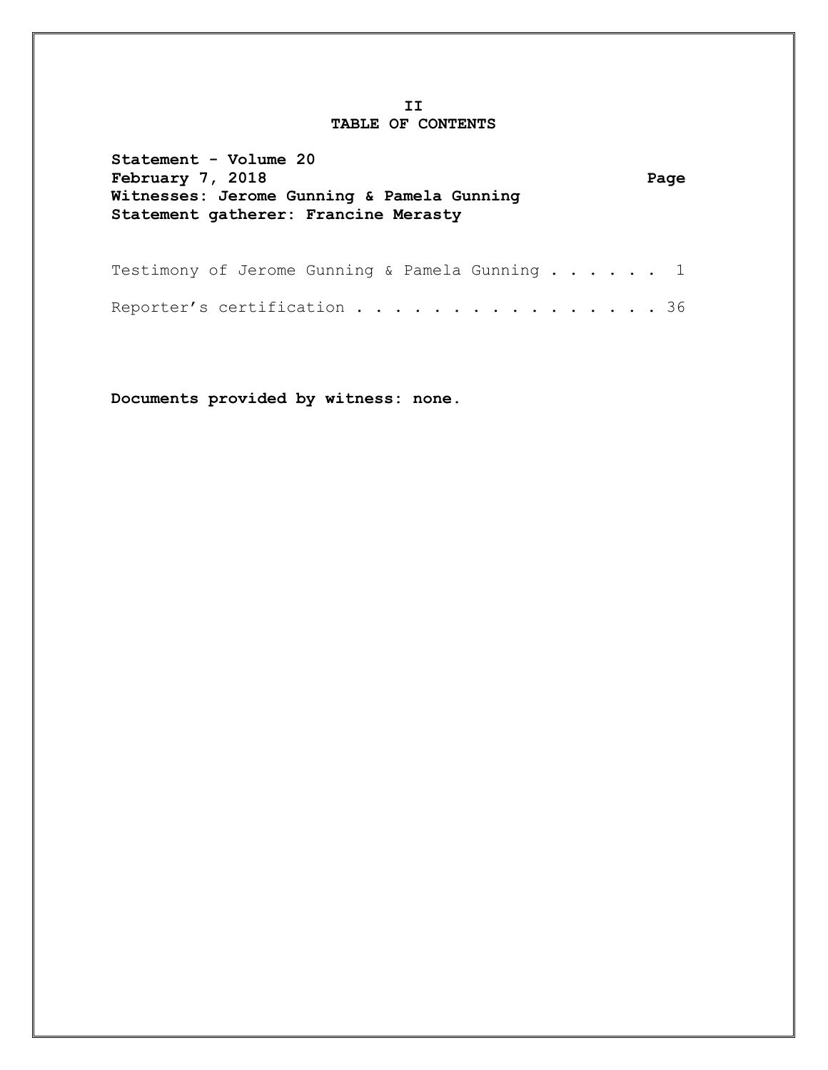# TABLE OF CONTENTS

**Statement - Volume 20**
**February 7, 2018** **Page**
**Witnesses: Jerome Gunning & Pamela Gunning**
**Statement gatherer: Francine Merasty**

Testimony of Jerome Gunning & Pamela Gunning . . . . . . 1

Reporter's certification . . . . . . . . . . . . . . . . 36

**Documents provided by witness: none.**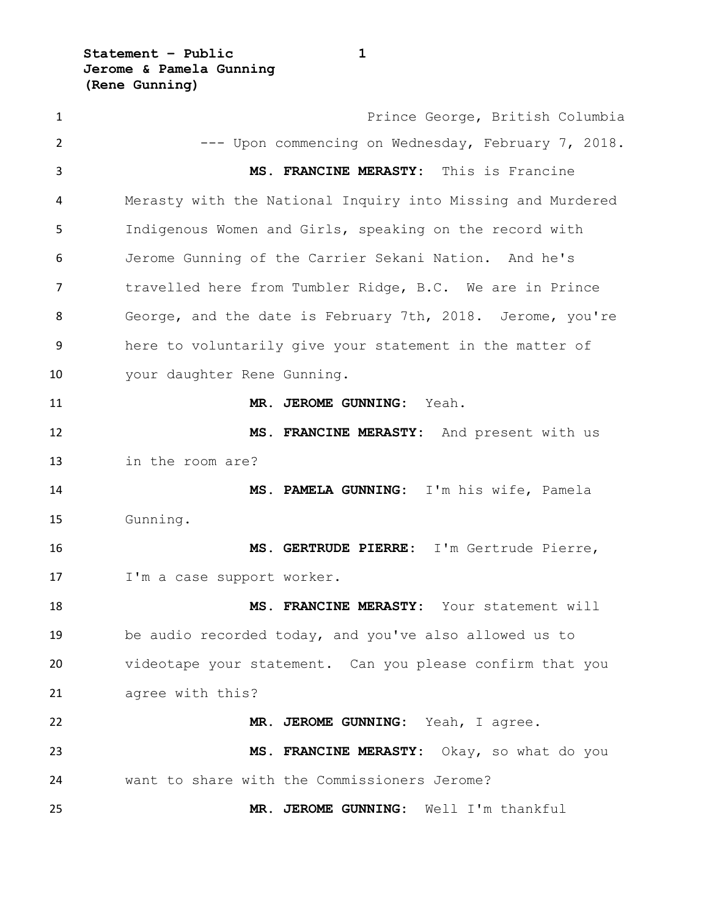Prince George, British Columbia

--- Upon commencing on Wednesday, February 7, 2018.

**MS. FRANCINE MERASTY:** This is Francine Merasty with the National Inquiry into Missing and Murdered Indigenous Women and Girls, speaking on the record with Jerome Gunning of the Carrier Sekani Nation. And he's travelled here from Tumbler Ridge, B.C. We are in Prince George, and the date is February 7th, 2018. Jerome, you're here to voluntarily give your statement in the matter of your daughter Rene Gunning.

**MR. JEROME GUNNING:** Yeah.

**MS. FRANCINE MERASTY:** And present with us in the room are?

**MS. PAMELA GUNNING:** I'm his wife, Pamela Gunning.

**MS. GERTRUDE PIERRE:** I'm Gertrude Pierre, I'm a case support worker.

**MS. FRANCINE MERASTY:** Your statement will be audio recorded today, and you've also allowed us to videotape your statement. Can you please confirm that you agree with this?

**MR. JEROME GUNNING:** Yeah, I agree.

**MS. FRANCINE MERASTY:** Okay, so what do you want to share with the Commissioners Jerome?

**MR. JEROME GUNNING:** Well I'm thankful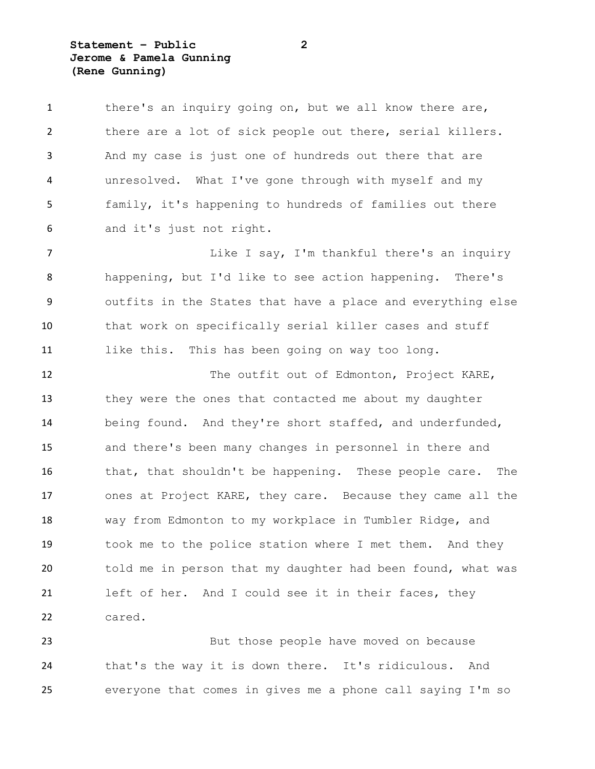there's an inquiry going on, but we all know there are, there are a lot of sick people out there, serial killers. And my case is just one of hundreds out there that are unresolved. What I've gone through with myself and my family, it's happening to hundreds of families out there and it's just not right.

Like I say, I'm thankful there's an inquiry happening, but I'd like to see action happening. There's outfits in the States that have a place and everything else that work on specifically serial killer cases and stuff like this. This has been going on way too long.

The outfit out of Edmonton, Project KARE, they were the ones that contacted me about my daughter being found. And they're short staffed, and underfunded, and there's been many changes in personnel in there and that, that shouldn't be happening. These people care. The ones at Project KARE, they care. Because they came all the way from Edmonton to my workplace in Tumbler Ridge, and took me to the police station where I met them. And they told me in person that my daughter had been found, what was left of her. And I could see it in their faces, they cared.

But those people have moved on because that's the way it is down there. It's ridiculous. And everyone that comes in gives me a phone call saying I'm so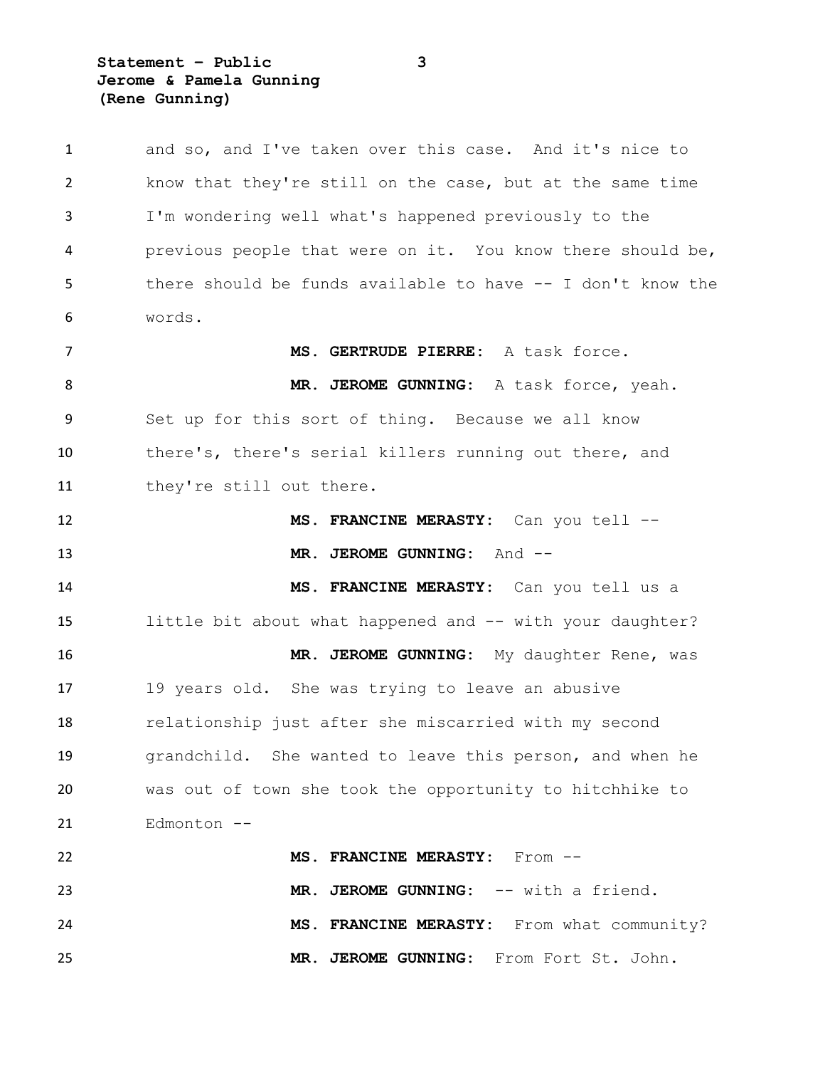and so, and I've taken over this case. And it's nice to know that they're still on the case, but at the same time I'm wondering well what's happened previously to the previous people that were on it. You know there should be, there should be funds available to have -- I don't know the words.

**MS. GERTRUDE PIERRE:** A task force.

**MR. JEROME GUNNING:** A task force, yeah. Set up for this sort of thing. Because we all know there's, there's serial killers running out there, and they're still out there.

**MS. FRANCINE MERASTY:** Can you tell --

**MR. JEROME GUNNING:** And --

**MS. FRANCINE MERASTY:** Can you tell us a little bit about what happened and -- with your daughter?

**MR. JEROME GUNNING:** My daughter Rene, was 19 years old. She was trying to leave an abusive relationship just after she miscarried with my second grandchild. She wanted to leave this person, and when he was out of town she took the opportunity to hitchhike to Edmonton --

**MS. FRANCINE MERASTY:** From --

**MR. JEROME GUNNING:** -- with a friend.

**MS. FRANCINE MERASTY:** From what community?

**MR. JEROME GUNNING:** From Fort St. John.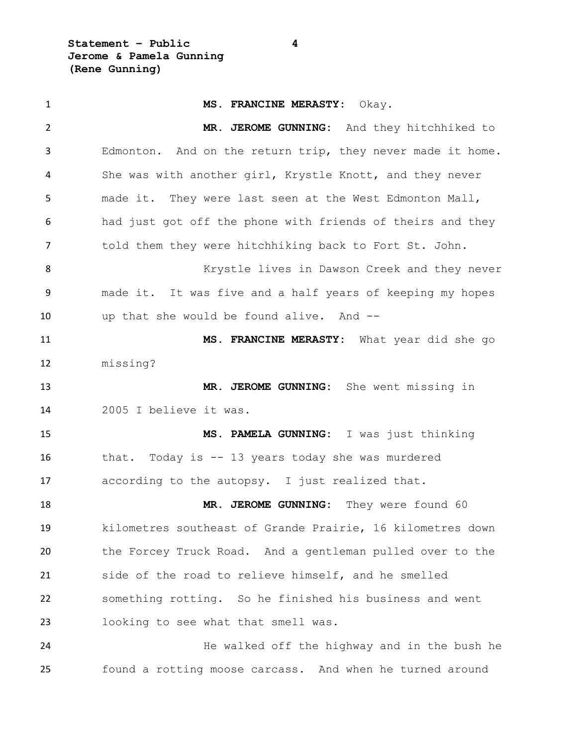**MS. FRANCINE MERASTY:** Okay.

**MR. JEROME GUNNING:** And they hitchhiked to Edmonton. And on the return trip, they never made it home. She was with another girl, Krystle Knott, and they never made it. They were last seen at the West Edmonton Mall, had just got off the phone with friends of theirs and they told them they were hitchhiking back to Fort St. John.

Krystle lives in Dawson Creek and they never made it. It was five and a half years of keeping my hopes up that she would be found alive. And --

**MS. FRANCINE MERASTY:** What year did she go missing?

**MR. JEROME GUNNING:** She went missing in 2005 I believe it was.

**MS. PAMELA GUNNING:** I was just thinking that. Today is -- 13 years today she was murdered according to the autopsy. I just realized that.

**MR. JEROME GUNNING:** They were found 60 kilometres southeast of Grande Prairie, 16 kilometres down the Forcey Truck Road. And a gentleman pulled over to the side of the road to relieve himself, and he smelled something rotting. So he finished his business and went looking to see what that smell was.

He walked off the highway and in the bush he found a rotting moose carcass. And when he turned around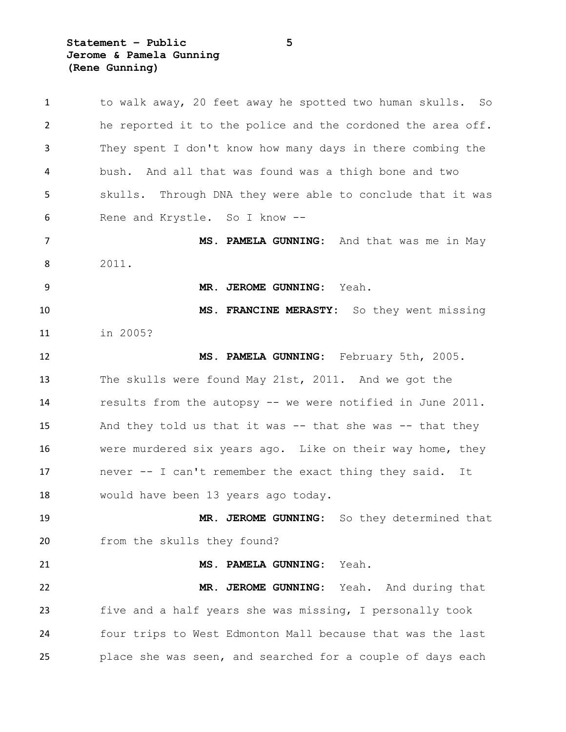to walk away, 20 feet away he spotted two human skulls. So he reported it to the police and the cordoned the area off. They spent I don't know how many days in there combing the bush. And all that was found was a thigh bone and two skulls. Through DNA they were able to conclude that it was Rene and Krystle. So I know --

**MS. PAMELA GUNNING:** And that was me in May 2011.

**MR. JEROME GUNNING:** Yeah.

**MS. FRANCINE MERASTY:** So they went missing in 2005?

**MS. PAMELA GUNNING:** February 5th, 2005. The skulls were found May 21st, 2011. And we got the results from the autopsy -- we were notified in June 2011. And they told us that it was -- that she was -- that they were murdered six years ago. Like on their way home, they never -- I can't remember the exact thing they said. It would have been 13 years ago today.

**MR. JEROME GUNNING:** So they determined that from the skulls they found?

**MS. PAMELA GUNNING:** Yeah.

**MR. JEROME GUNNING:** Yeah. And during that five and a half years she was missing, I personally took four trips to West Edmonton Mall because that was the last place she was seen, and searched for a couple of days each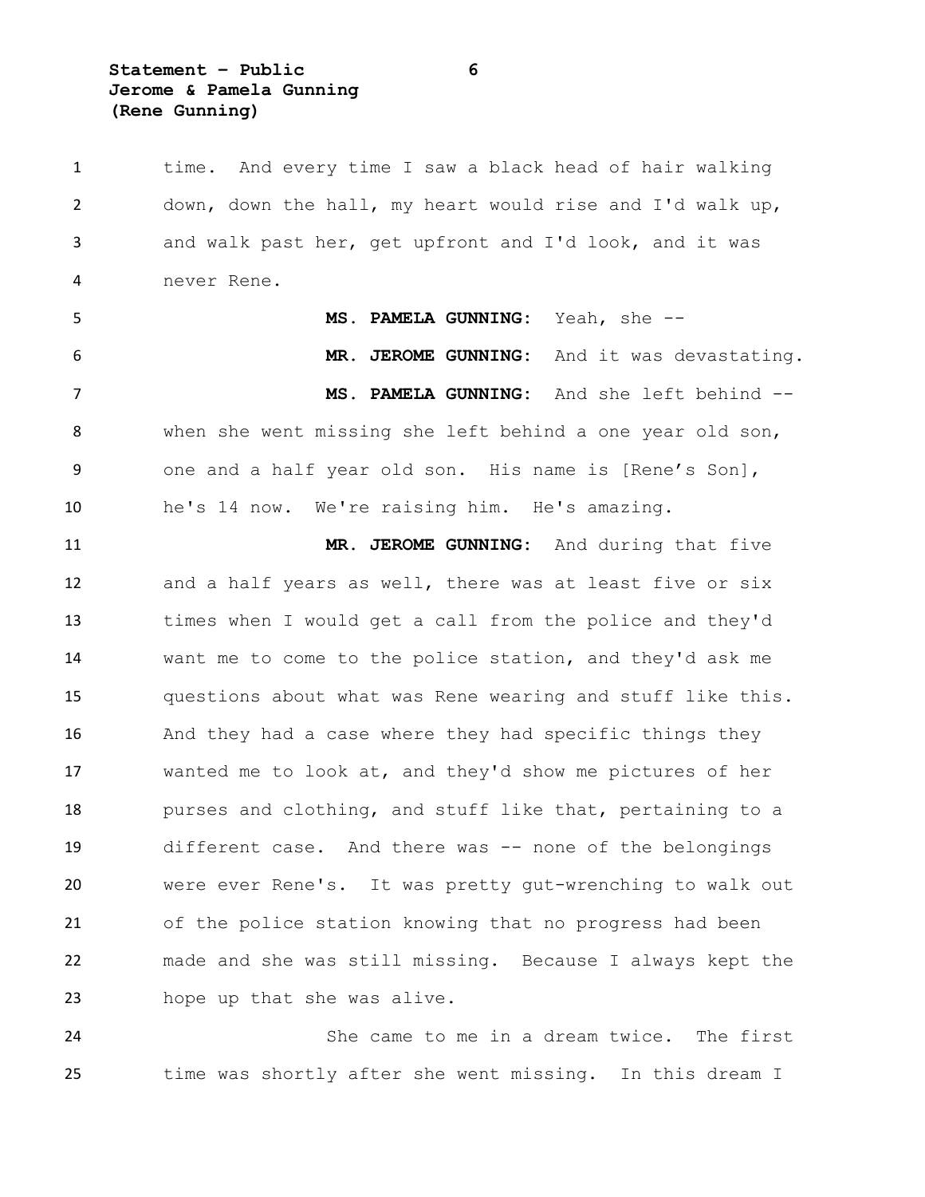time. And every time I saw a black head of hair walking down, down the hall, my heart would rise and I'd walk up, and walk past her, get upfront and I'd look, and it was never Rene.

**MS. PAMELA GUNNING:** Yeah, she --

**MR. JEROME GUNNING:** And it was devastating.

**MS. PAMELA GUNNING:** And she left behind -- when she went missing she left behind a one year old son, one and a half year old son. His name is [Rene's Son], he's 14 now. We're raising him. He's amazing.

**MR. JEROME GUNNING:** And during that five and a half years as well, there was at least five or six times when I would get a call from the police and they'd want me to come to the police station, and they'd ask me questions about what was Rene wearing and stuff like this. And they had a case where they had specific things they wanted me to look at, and they'd show me pictures of her purses and clothing, and stuff like that, pertaining to a different case. And there was -- none of the belongings were ever Rene's. It was pretty gut-wrenching to walk out of the police station knowing that no progress had been made and she was still missing. Because I always kept the hope up that she was alive.

She came to me in a dream twice. The first time was shortly after she went missing. In this dream I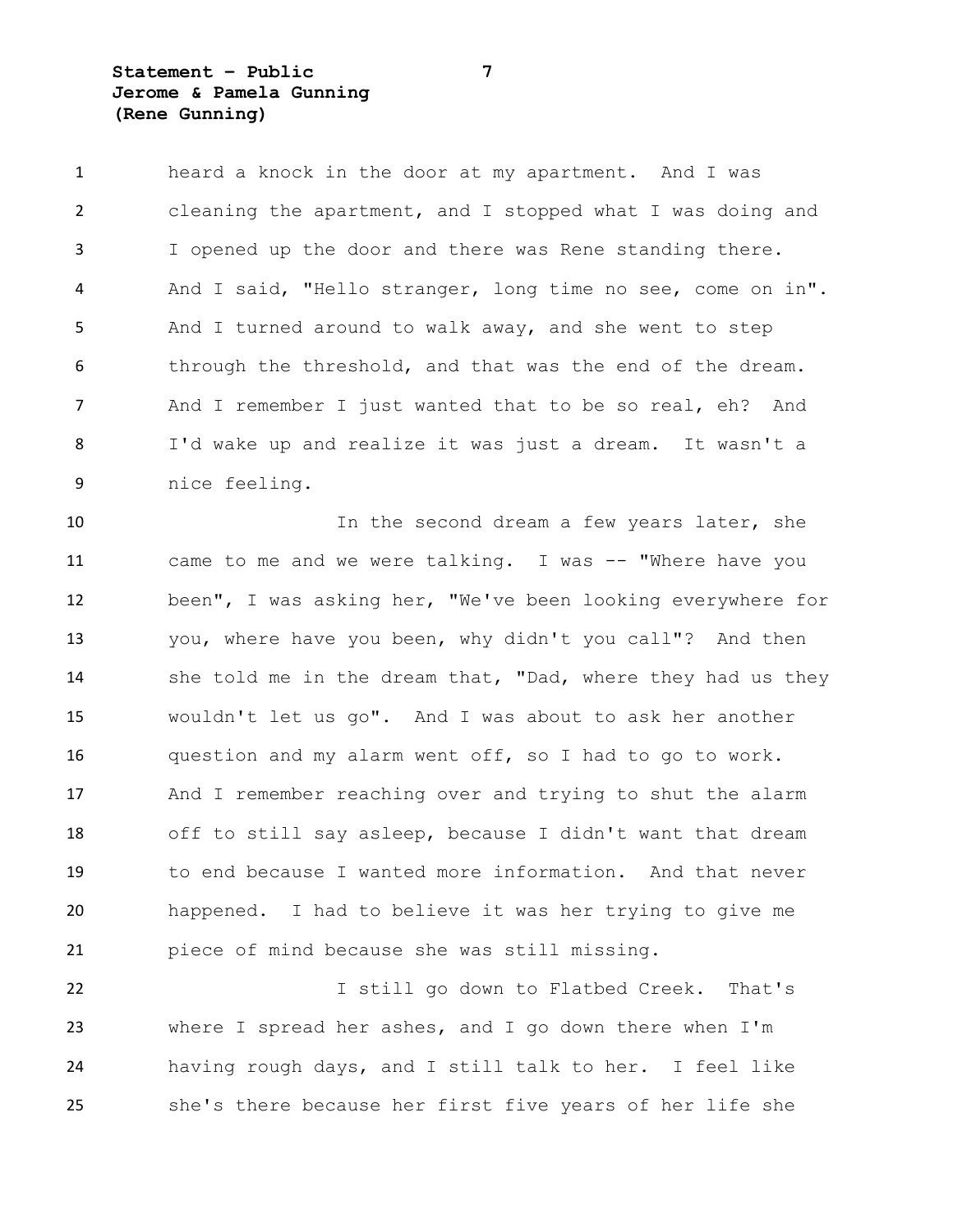heard a knock in the door at my apartment. And I was cleaning the apartment, and I stopped what I was doing and I opened up the door and there was Rene standing there. And I said, "Hello stranger, long time no see, come on in". And I turned around to walk away, and she went to step through the threshold, and that was the end of the dream. And I remember I just wanted that to be so real, eh? And I'd wake up and realize it was just a dream. It wasn't a nice feeling.

In the second dream a few years later, she came to me and we were talking. I was -- "Where have you been", I was asking her, "We've been looking everywhere for you, where have you been, why didn't you call"? And then she told me in the dream that, "Dad, where they had us they wouldn't let us go". And I was about to ask her another question and my alarm went off, so I had to go to work. And I remember reaching over and trying to shut the alarm off to still say asleep, because I didn't want that dream to end because I wanted more information. And that never happened. I had to believe it was her trying to give me piece of mind because she was still missing.

I still go down to Flatbed Creek. That's where I spread her ashes, and I go down there when I'm having rough days, and I still talk to her. I feel like she's there because her first five years of her life she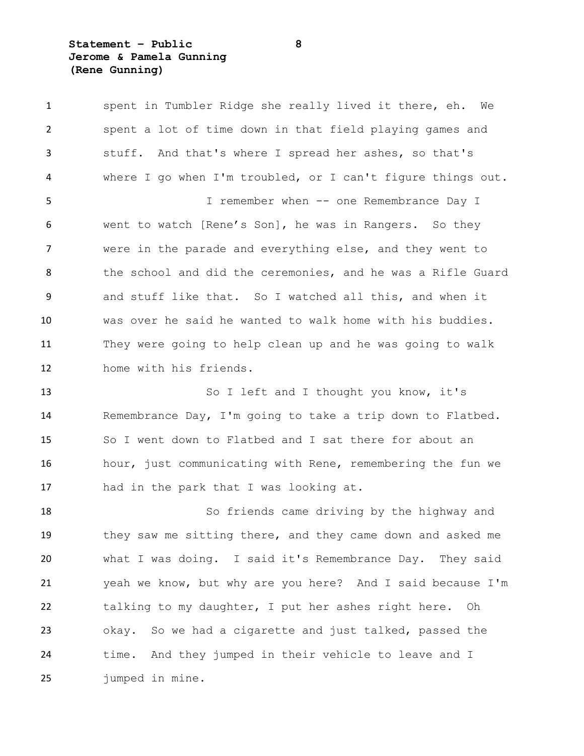spent in Tumbler Ridge she really lived it there, eh. We spent a lot of time down in that field playing games and stuff. And that's where I spread her ashes, so that's where I go when I'm troubled, or I can't figure things out.

I remember when -- one Remembrance Day I went to watch [Rene's Son], he was in Rangers. So they were in the parade and everything else, and they went to the school and did the ceremonies, and he was a Rifle Guard and stuff like that. So I watched all this, and when it was over he said he wanted to walk home with his buddies. They were going to help clean up and he was going to walk home with his friends.

So I left and I thought you know, it's Remembrance Day, I'm going to take a trip down to Flatbed. So I went down to Flatbed and I sat there for about an hour, just communicating with Rene, remembering the fun we had in the park that I was looking at.

So friends came driving by the highway and they saw me sitting there, and they came down and asked me what I was doing. I said it's Remembrance Day. They said yeah we know, but why are you here? And I said because I'm talking to my daughter, I put her ashes right here. Oh okay. So we had a cigarette and just talked, passed the time. And they jumped in their vehicle to leave and I jumped in mine.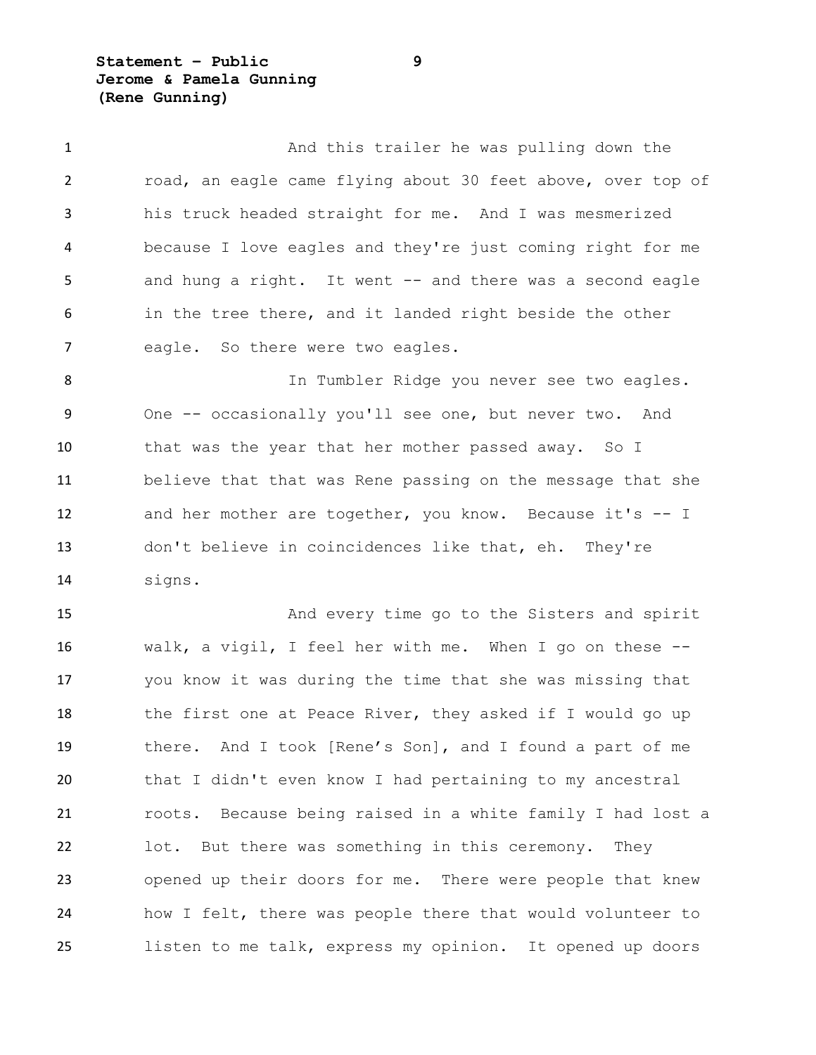And this trailer he was pulling down the road, an eagle came flying about 30 feet above, over top of his truck headed straight for me. And I was mesmerized because I love eagles and they're just coming right for me and hung a right. It went -- and there was a second eagle in the tree there, and it landed right beside the other eagle. So there were two eagles.

In Tumbler Ridge you never see two eagles. One -- occasionally you'll see one, but never two. And that was the year that her mother passed away. So I believe that that was Rene passing on the message that she and her mother are together, you know. Because it's -- I don't believe in coincidences like that, eh. They're signs.

And every time go to the Sisters and spirit walk, a vigil, I feel her with me. When I go on these -- you know it was during the time that she was missing that the first one at Peace River, they asked if I would go up there. And I took [Rene's Son], and I found a part of me that I didn't even know I had pertaining to my ancestral roots. Because being raised in a white family I had lost a lot. But there was something in this ceremony. They opened up their doors for me. There were people that knew how I felt, there was people there that would volunteer to listen to me talk, express my opinion. It opened up doors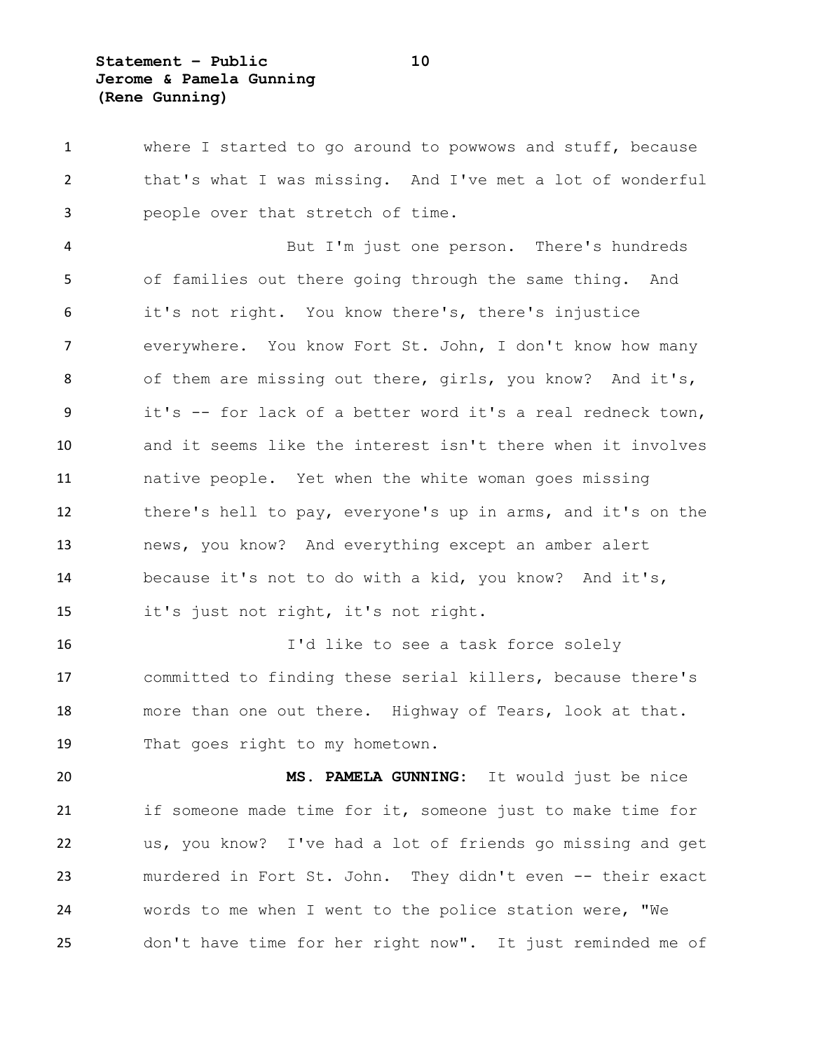where I started to go around to powwows and stuff, because that's what I was missing. And I've met a lot of wonderful people over that stretch of time.

But I'm just one person. There's hundreds of families out there going through the same thing. And it's not right. You know there's, there's injustice everywhere. You know Fort St. John, I don't know how many of them are missing out there, girls, you know? And it's, it's -- for lack of a better word it's a real redneck town, and it seems like the interest isn't there when it involves native people. Yet when the white woman goes missing there's hell to pay, everyone's up in arms, and it's on the news, you know? And everything except an amber alert because it's not to do with a kid, you know? And it's, it's just not right, it's not right.

I'd like to see a task force solely committed to finding these serial killers, because there's more than one out there. Highway of Tears, look at that. That goes right to my hometown.

**MS. PAMELA GUNNING:** It would just be nice if someone made time for it, someone just to make time for us, you know? I've had a lot of friends go missing and get murdered in Fort St. John. They didn't even -- their exact words to me when I went to the police station were, "We don't have time for her right now". It just reminded me of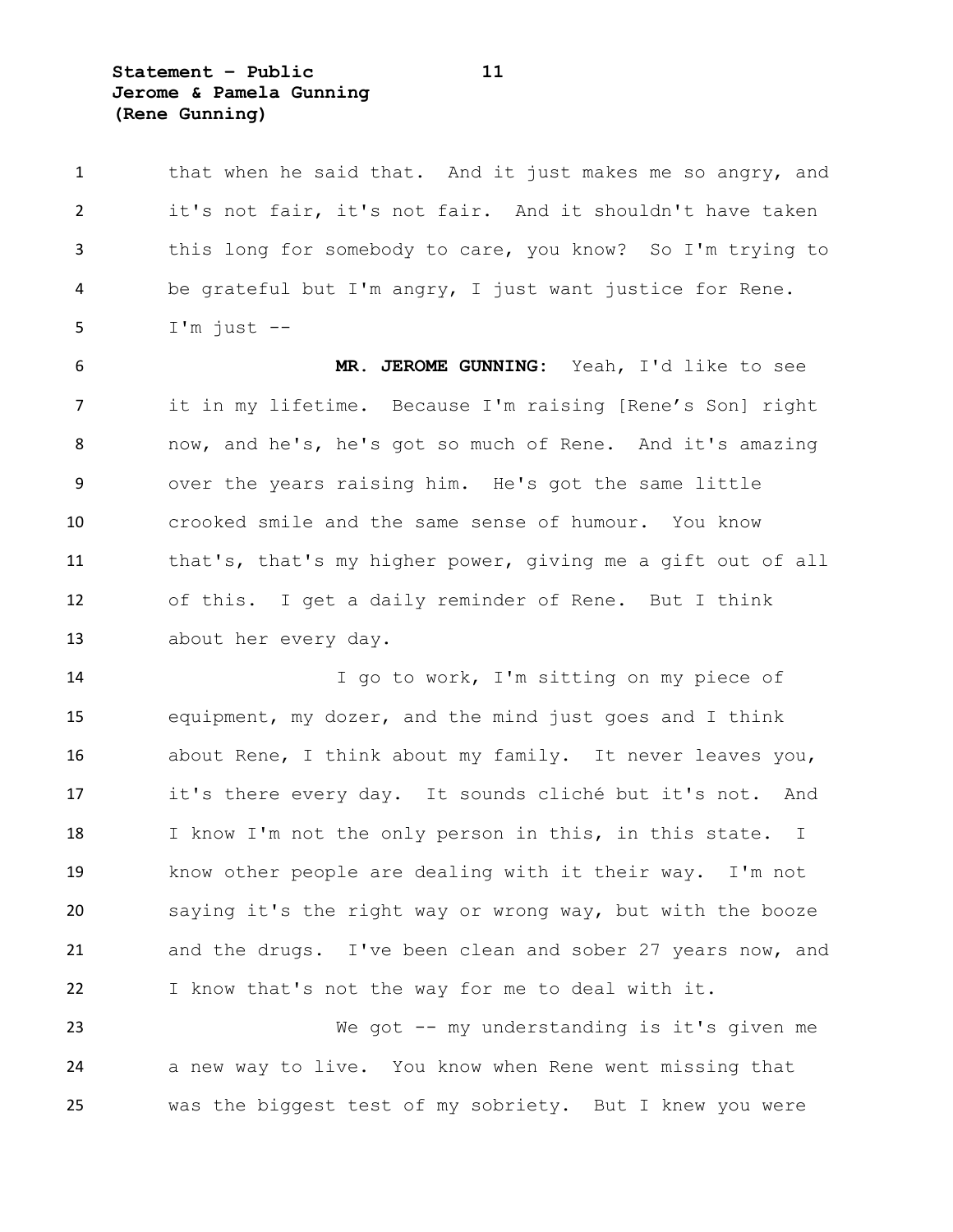that when he said that. And it just makes me so angry, and it's not fair, it's not fair. And it shouldn't have taken this long for somebody to care, you know? So I'm trying to be grateful but I'm angry, I just want justice for Rene. I'm just --

**MR. JEROME GUNNING:** Yeah, I'd like to see it in my lifetime. Because I'm raising [Rene's Son] right now, and he's, he's got so much of Rene. And it's amazing over the years raising him. He's got the same little crooked smile and the same sense of humour. You know that's, that's my higher power, giving me a gift out of all of this. I get a daily reminder of Rene. But I think about her every day.

I go to work, I'm sitting on my piece of equipment, my dozer, and the mind just goes and I think about Rene, I think about my family. It never leaves you, it's there every day. It sounds cliché but it's not. And I know I'm not the only person in this, in this state. I know other people are dealing with it their way. I'm not saying it's the right way or wrong way, but with the booze and the drugs. I've been clean and sober 27 years now, and I know that's not the way for me to deal with it.

We got -- my understanding is it's given me a new way to live. You know when Rene went missing that was the biggest test of my sobriety. But I knew you were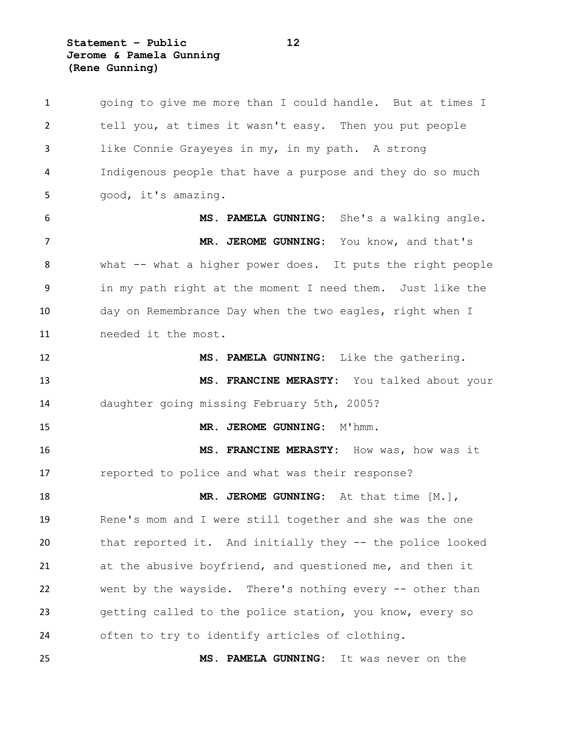going to give me more than I could handle. But at times I tell you, at times it wasn't easy. Then you put people like Connie Grayeyes in my, in my path. A strong Indigenous people that have a purpose and they do so much good, it's amazing.

**MS. PAMELA GUNNING:** She's a walking angle.

**MR. JEROME GUNNING:** You know, and that's what -- what a higher power does. It puts the right people in my path right at the moment I need them. Just like the day on Remembrance Day when the two eagles, right when I needed it the most.

**MS. PAMELA GUNNING:** Like the gathering.

**MS. FRANCINE MERASTY:** You talked about your daughter going missing February 5th, 2005?

**MR. JEROME GUNNING:** M'hmm.

**MS. FRANCINE MERASTY:** How was, how was it reported to police and what was their response?

**MR. JEROME GUNNING:** At that time [M.], Rene's mom and I were still together and she was the one that reported it. And initially they -- the police looked at the abusive boyfriend, and questioned me, and then it went by the wayside. There's nothing every -- other than getting called to the police station, you know, every so often to try to identify articles of clothing.

**MS. PAMELA GUNNING:** It was never on the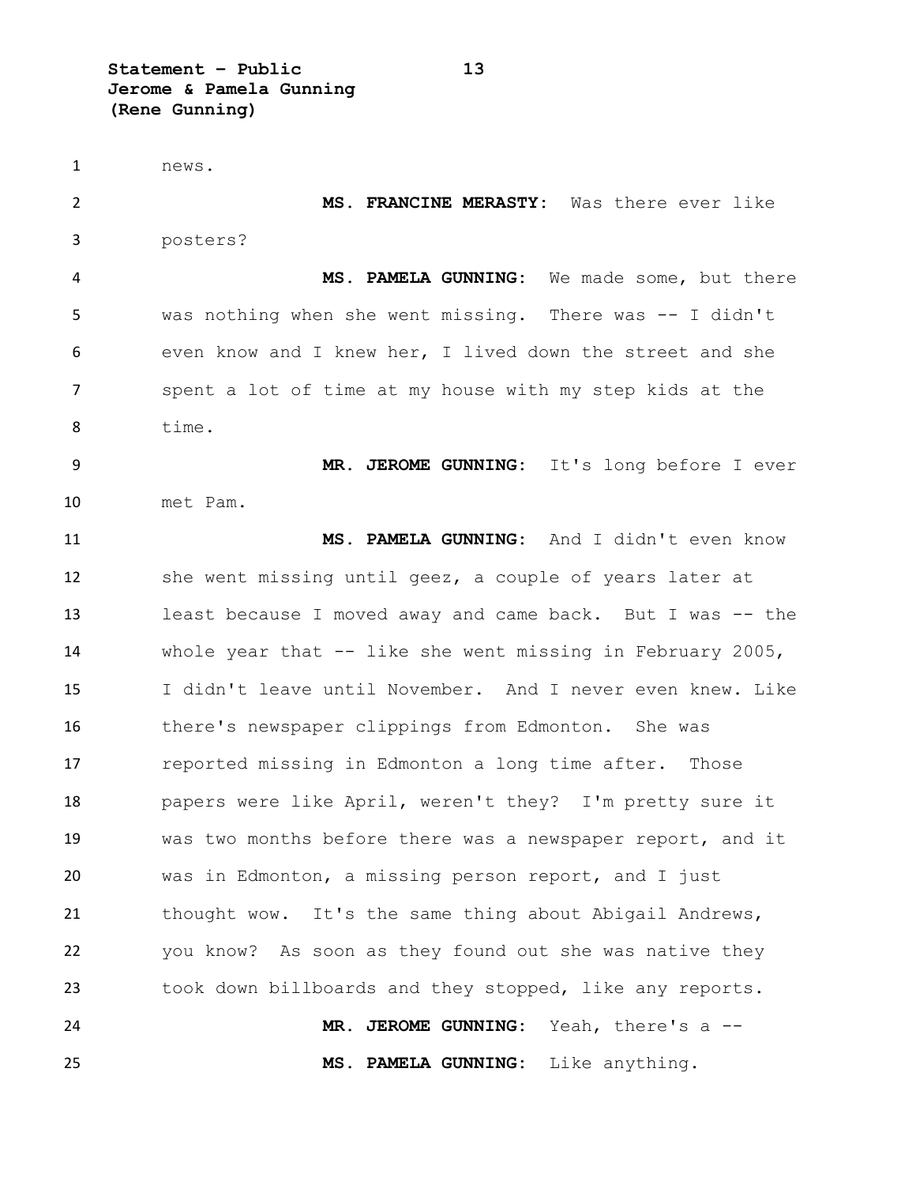news.

**MS. FRANCINE MERASTY:** Was there ever like posters?

**MS. PAMELA GUNNING:** We made some, but there was nothing when she went missing. There was -- I didn't even know and I knew her, I lived down the street and she spent a lot of time at my house with my step kids at the time.

**MR. JEROME GUNNING:** It's long before I ever met Pam.

**MS. PAMELA GUNNING:** And I didn't even know she went missing until geez, a couple of years later at least because I moved away and came back. But I was -- the whole year that -- like she went missing in February 2005, I didn't leave until November. And I never even knew. Like there's newspaper clippings from Edmonton. She was reported missing in Edmonton a long time after. Those papers were like April, weren't they? I'm pretty sure it was two months before there was a newspaper report, and it was in Edmonton, a missing person report, and I just thought wow. It's the same thing about Abigail Andrews, you know? As soon as they found out she was native they took down billboards and they stopped, like any reports.

**MR. JEROME GUNNING:** Yeah, there's a --

**MS. PAMELA GUNNING:** Like anything.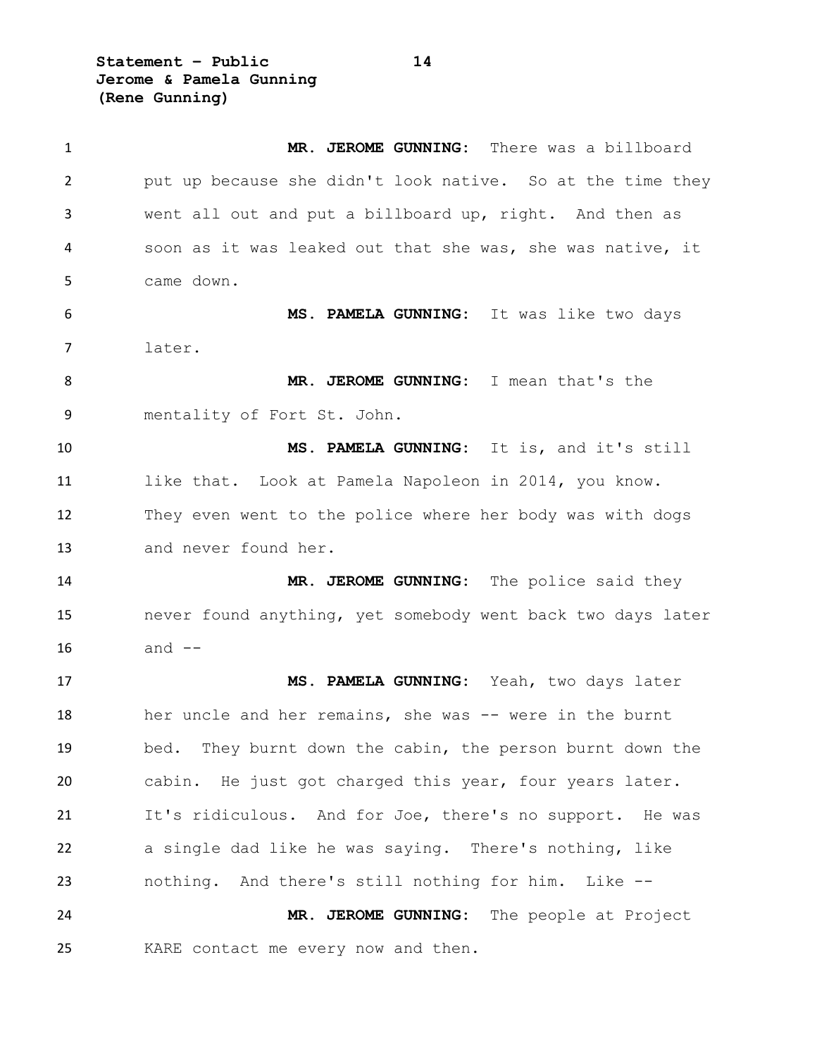**MR. JEROME GUNNING:** There was a billboard put up because she didn't look native. So at the time they went all out and put a billboard up, right. And then as soon as it was leaked out that she was, she was native, it came down.

**MS. PAMELA GUNNING:** It was like two days later.

**MR. JEROME GUNNING:** I mean that's the mentality of Fort St. John.

**MS. PAMELA GUNNING:** It is, and it's still like that. Look at Pamela Napoleon in 2014, you know. They even went to the police where her body was with dogs and never found her.

**MR. JEROME GUNNING:** The police said they never found anything, yet somebody went back two days later and --

**MS. PAMELA GUNNING:** Yeah, two days later her uncle and her remains, she was -- were in the burnt bed. They burnt down the cabin, the person burnt down the cabin. He just got charged this year, four years later. It's ridiculous. And for Joe, there's no support. He was a single dad like he was saying. There's nothing, like nothing. And there's still nothing for him. Like --

**MR. JEROME GUNNING:** The people at Project KARE contact me every now and then.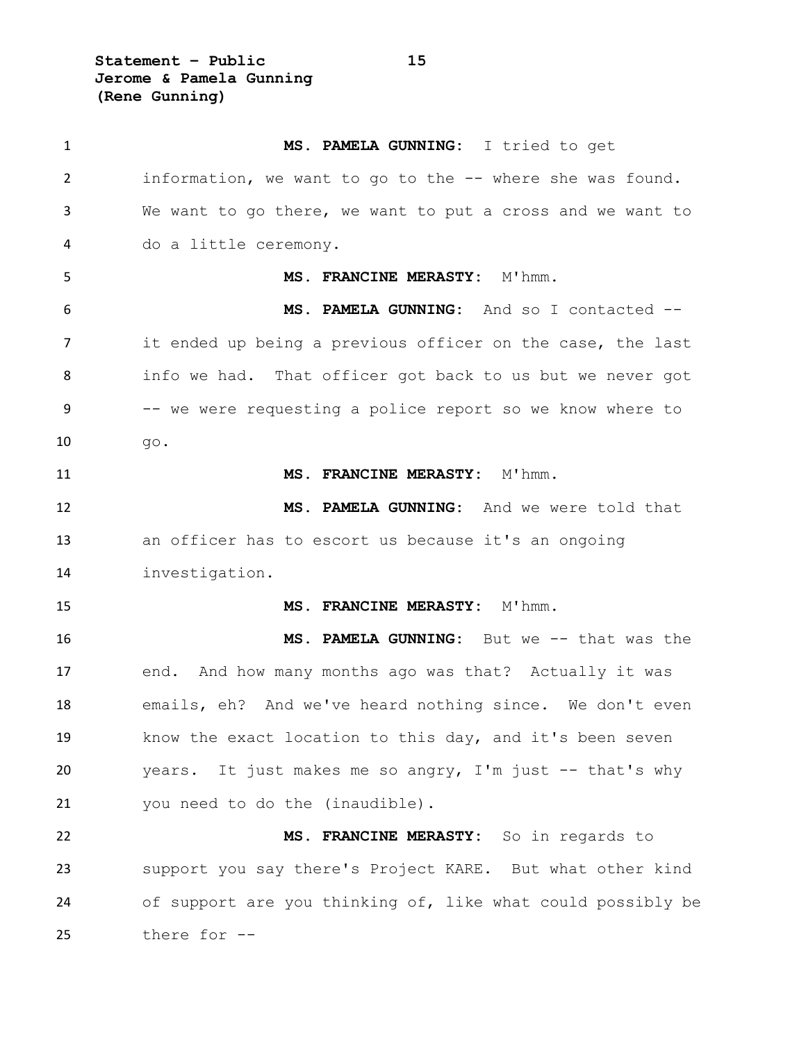**MS. PAMELA GUNNING:** I tried to get information, we want to go to the -- where she was found. We want to go there, we want to put a cross and we want to do a little ceremony.

**MS. FRANCINE MERASTY:** M'hmm.

**MS. PAMELA GUNNING:** And so I contacted -- it ended up being a previous officer on the case, the last info we had. That officer got back to us but we never got -- we were requesting a police report so we know where to go.

**MS. FRANCINE MERASTY:** M'hmm.

**MS. PAMELA GUNNING:** And we were told that an officer has to escort us because it's an ongoing investigation.

**MS. FRANCINE MERASTY:** M'hmm.

**MS. PAMELA GUNNING:** But we -- that was the end. And how many months ago was that? Actually it was emails, eh? And we've heard nothing since. We don't even know the exact location to this day, and it's been seven years. It just makes me so angry, I'm just -- that's why you need to do the (inaudible).

**MS. FRANCINE MERASTY:** So in regards to support you say there's Project KARE. But what other kind of support are you thinking of, like what could possibly be there for --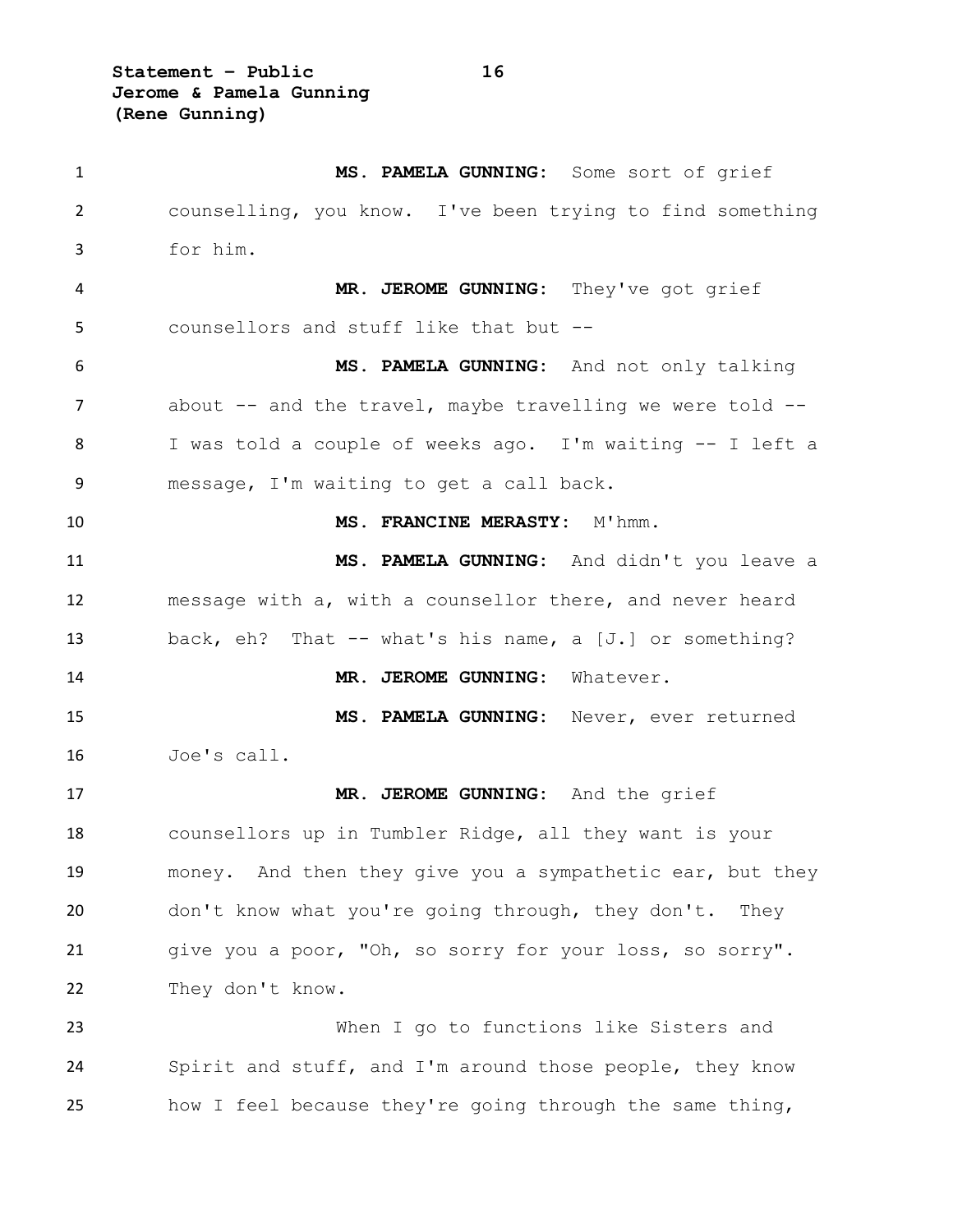**MS. PAMELA GUNNING:** Some sort of grief counselling, you know. I've been trying to find something for him.

**MR. JEROME GUNNING:** They've got grief counsellors and stuff like that but --

**MS. PAMELA GUNNING:** And not only talking about -- and the travel, maybe travelling we were told -- I was told a couple of weeks ago. I'm waiting -- I left a message, I'm waiting to get a call back.

**MS. FRANCINE MERASTY:** M'hmm.

**MS. PAMELA GUNNING:** And didn't you leave a message with a, with a counsellor there, and never heard back, eh? That -- what's his name, a [J.] or something?

**MR. JEROME GUNNING:** Whatever.

**MS. PAMELA GUNNING:** Never, ever returned Joe's call.

**MR. JEROME GUNNING:** And the grief counsellors up in Tumbler Ridge, all they want is your money. And then they give you a sympathetic ear, but they don't know what you're going through, they don't. They give you a poor, "Oh, so sorry for your loss, so sorry". They don't know.

When I go to functions like Sisters and Spirit and stuff, and I'm around those people, they know how I feel because they're going through the same thing,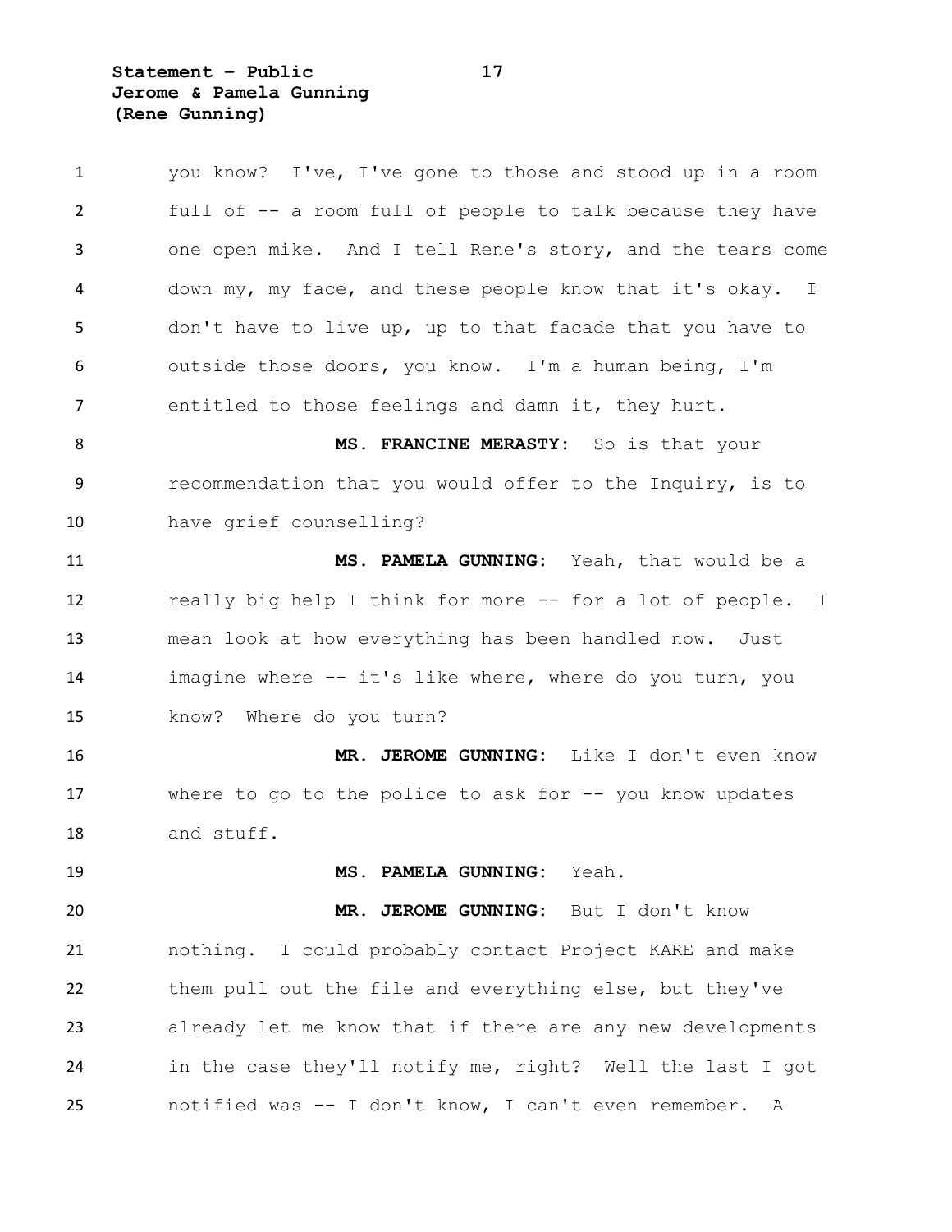you know? I've, I've gone to those and stood up in a room full of -- a room full of people to talk because they have one open mike. And I tell Rene's story, and the tears come down my, my face, and these people know that it's okay. I don't have to live up, up to that facade that you have to outside those doors, you know. I'm a human being, I'm entitled to those feelings and damn it, they hurt.

**MS. FRANCINE MERASTY:** So is that your recommendation that you would offer to the Inquiry, is to have grief counselling?

**MS. PAMELA GUNNING:** Yeah, that would be a really big help I think for more -- for a lot of people. I mean look at how everything has been handled now. Just imagine where -- it's like where, where do you turn, you know? Where do you turn?

**MR. JEROME GUNNING:** Like I don't even know where to go to the police to ask for -- you know updates and stuff.

**MS. PAMELA GUNNING:** Yeah.

**MR. JEROME GUNNING:** But I don't know nothing. I could probably contact Project KARE and make them pull out the file and everything else, but they've already let me know that if there are any new developments in the case they'll notify me, right? Well the last I got notified was -- I don't know, I can't even remember. A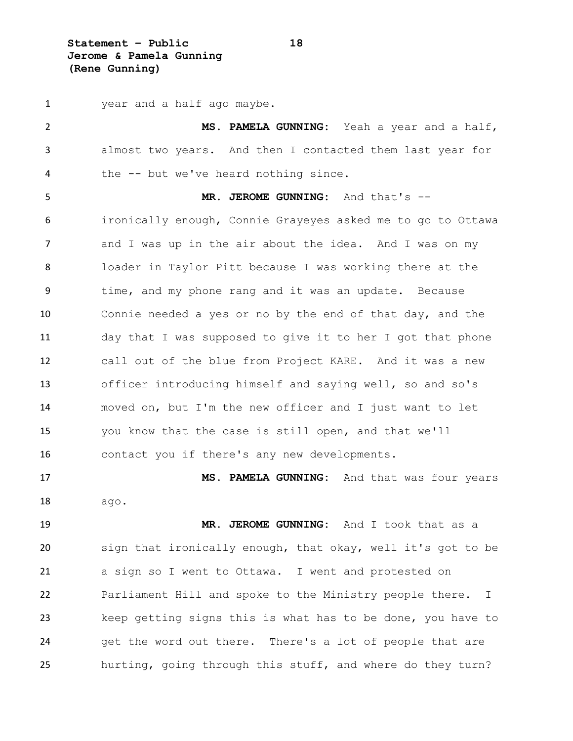year and a half ago maybe.

**MS. PAMELA GUNNING:** Yeah a year and a half, almost two years. And then I contacted them last year for the -- but we've heard nothing since.

**MR. JEROME GUNNING:** And that's -- ironically enough, Connie Grayeyes asked me to go to Ottawa and I was up in the air about the idea. And I was on my loader in Taylor Pitt because I was working there at the time, and my phone rang and it was an update. Because Connie needed a yes or no by the end of that day, and the day that I was supposed to give it to her I got that phone call out of the blue from Project KARE. And it was a new officer introducing himself and saying well, so and so's moved on, but I'm the new officer and I just want to let you know that the case is still open, and that we'll contact you if there's any new developments.

**MS. PAMELA GUNNING:** And that was four years ago.

**MR. JEROME GUNNING:** And I took that as a sign that ironically enough, that okay, well it's got to be a sign so I went to Ottawa. I went and protested on Parliament Hill and spoke to the Ministry people there. I keep getting signs this is what has to be done, you have to get the word out there. There's a lot of people that are hurting, going through this stuff, and where do they turn?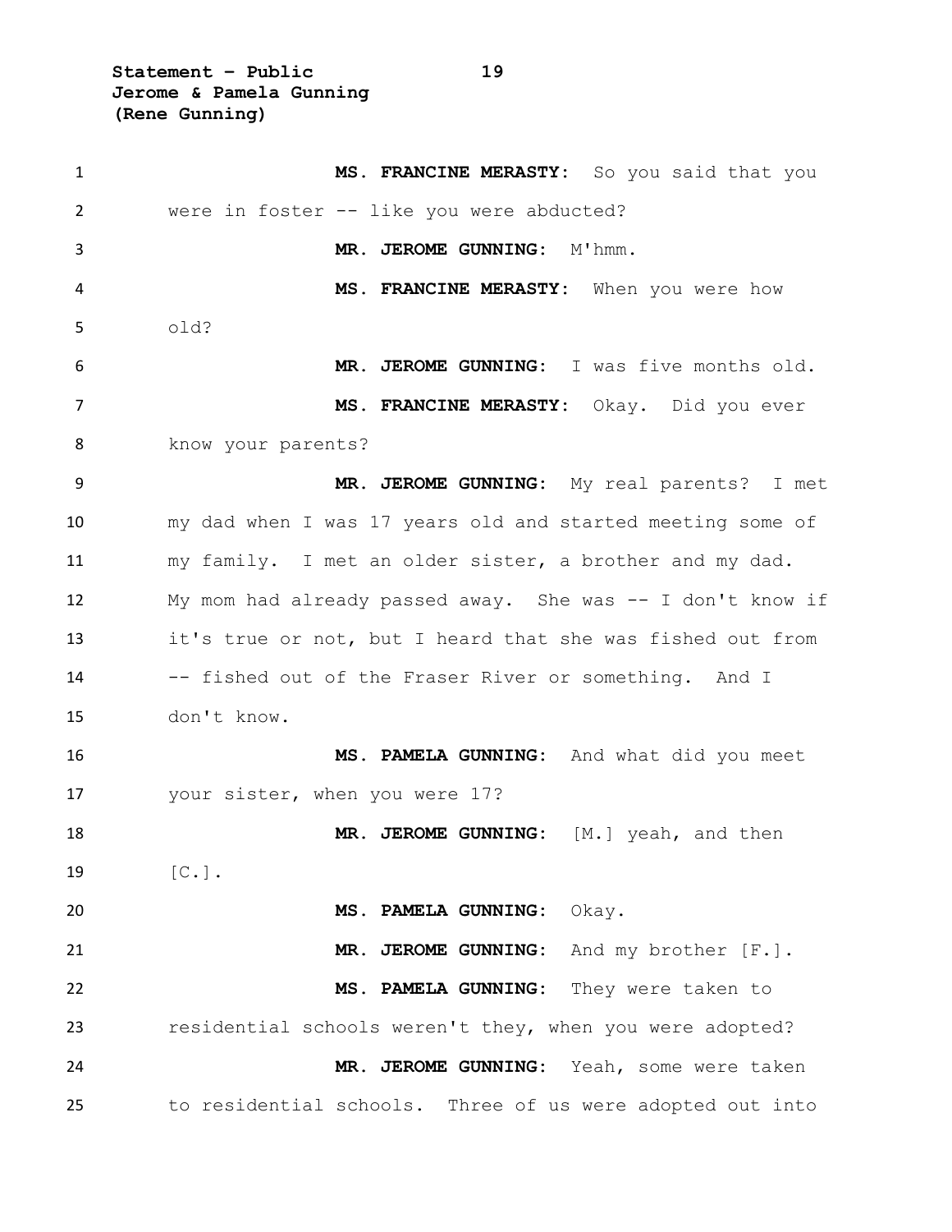**MS. FRANCINE MERASTY:** So you said that you were in foster -- like you were abducted?

**MR. JEROME GUNNING:** M'hmm.

**MS. FRANCINE MERASTY:** When you were how old?

**MR. JEROME GUNNING:** I was five months old.

**MS. FRANCINE MERASTY:** Okay. Did you ever know your parents?

**MR. JEROME GUNNING:** My real parents? I met my dad when I was 17 years old and started meeting some of my family. I met an older sister, a brother and my dad. My mom had already passed away. She was -- I don't know if it's true or not, but I heard that she was fished out from -- fished out of the Fraser River or something. And I don't know.

**MS. PAMELA GUNNING:** And what did you meet your sister, when you were 17?

**MR. JEROME GUNNING:** [M.] yeah, and then [C.].

**MS. PAMELA GUNNING:** Okay.

**MR. JEROME GUNNING:** And my brother [F.].

**MS. PAMELA GUNNING:** They were taken to residential schools weren't they, when you were adopted?

**MR. JEROME GUNNING:** Yeah, some were taken to residential schools. Three of us were adopted out into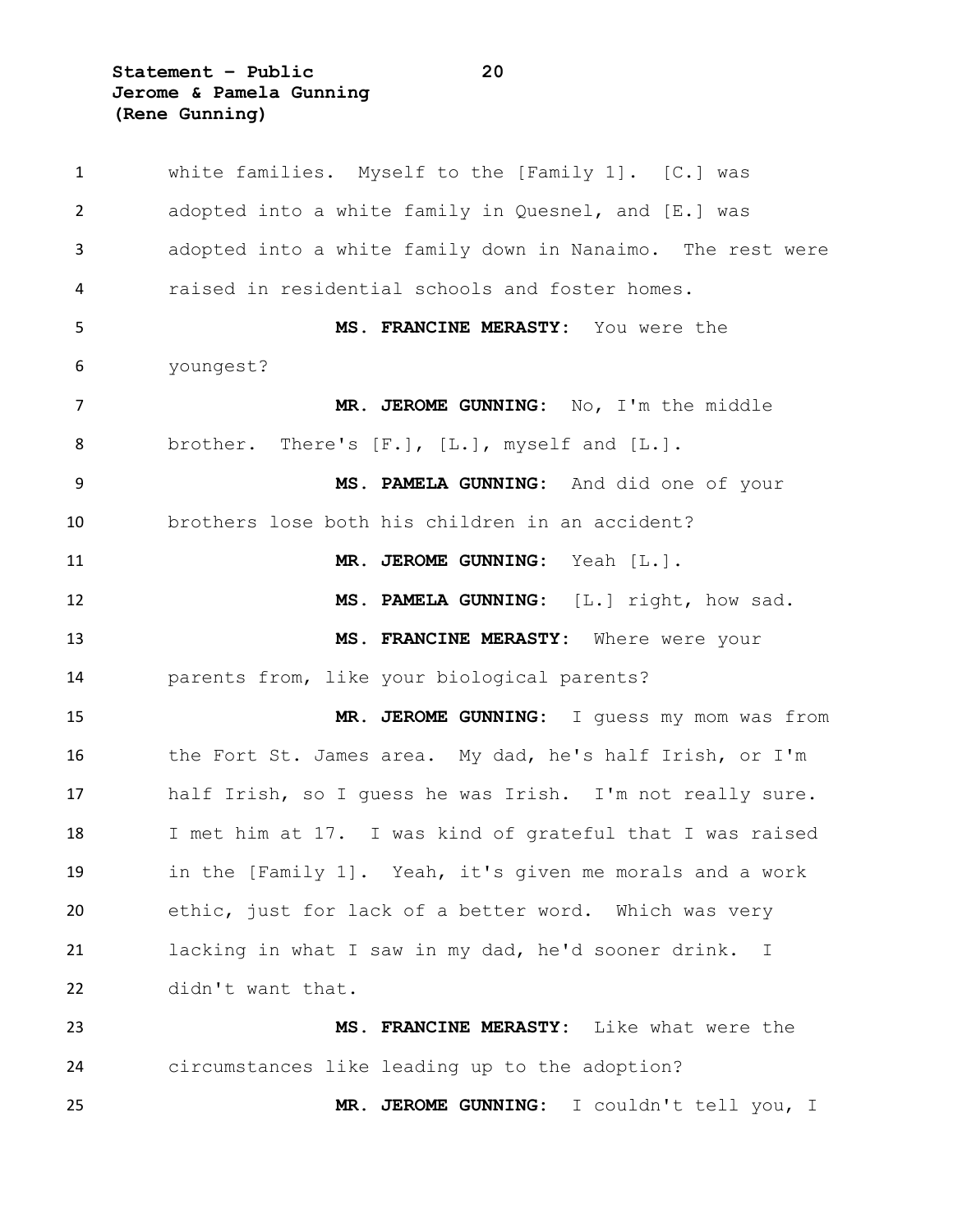white families. Myself to the [Family 1]. [C.] was adopted into a white family in Quesnel, and [E.] was adopted into a white family down in Nanaimo. The rest were raised in residential schools and foster homes.

**MS. FRANCINE MERASTY:** You were the youngest?

**MR. JEROME GUNNING:** No, I'm the middle brother. There's [F.], [L.], myself and [L.].

**MS. PAMELA GUNNING:** And did one of your brothers lose both his children in an accident?

**MR. JEROME GUNNING:** Yeah [L.].

**MS. PAMELA GUNNING:** [L.] right, how sad.

**MS. FRANCINE MERASTY:** Where were your parents from, like your biological parents?

**MR. JEROME GUNNING:** I guess my mom was from the Fort St. James area. My dad, he's half Irish, or I'm half Irish, so I guess he was Irish. I'm not really sure. I met him at 17. I was kind of grateful that I was raised in the [Family 1]. Yeah, it's given me morals and a work ethic, just for lack of a better word. Which was very lacking in what I saw in my dad, he'd sooner drink. I didn't want that.

**MS. FRANCINE MERASTY:** Like what were the circumstances like leading up to the adoption?

**MR. JEROME GUNNING:** I couldn't tell you, I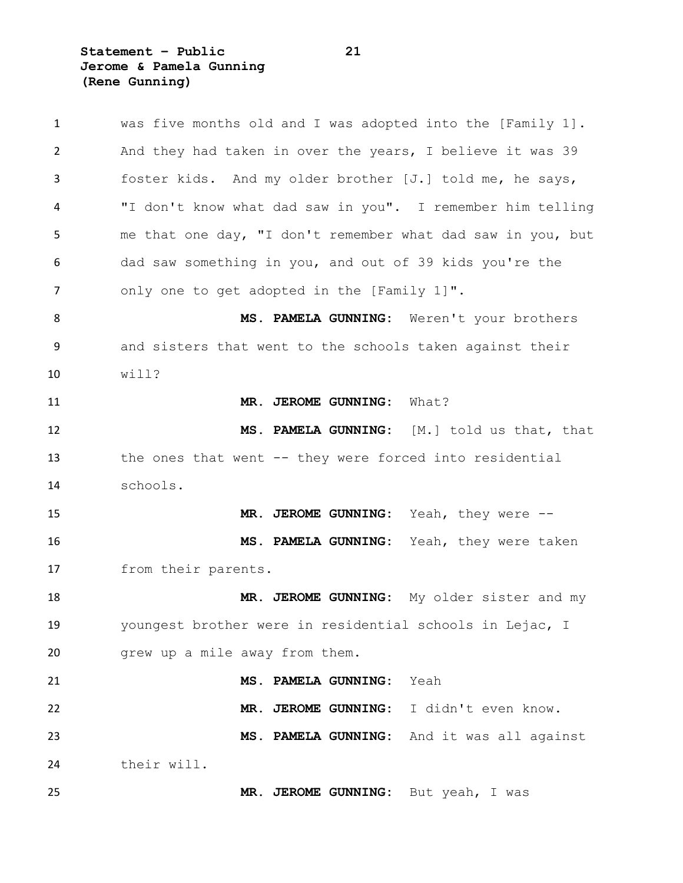was five months old and I was adopted into the [Family 1]. And they had taken in over the years, I believe it was 39 foster kids. And my older brother [J.] told me, he says, "I don't know what dad saw in you". I remember him telling me that one day, "I don't remember what dad saw in you, but dad saw something in you, and out of 39 kids you're the only one to get adopted in the [Family 1]".

**MS. PAMELA GUNNING:** Weren't your brothers and sisters that went to the schools taken against their will?

**MR. JEROME GUNNING:** What?

**MS. PAMELA GUNNING:** [M.] told us that, that the ones that went -- they were forced into residential schools.

**MR. JEROME GUNNING:** Yeah, they were --

**MS. PAMELA GUNNING:** Yeah, they were taken from their parents.

**MR. JEROME GUNNING:** My older sister and my youngest brother were in residential schools in Lejac, I grew up a mile away from them.

**MS. PAMELA GUNNING:** Yeah

**MR. JEROME GUNNING:** I didn't even know.

**MS. PAMELA GUNNING:** And it was all against their will.

**MR. JEROME GUNNING:** But yeah, I was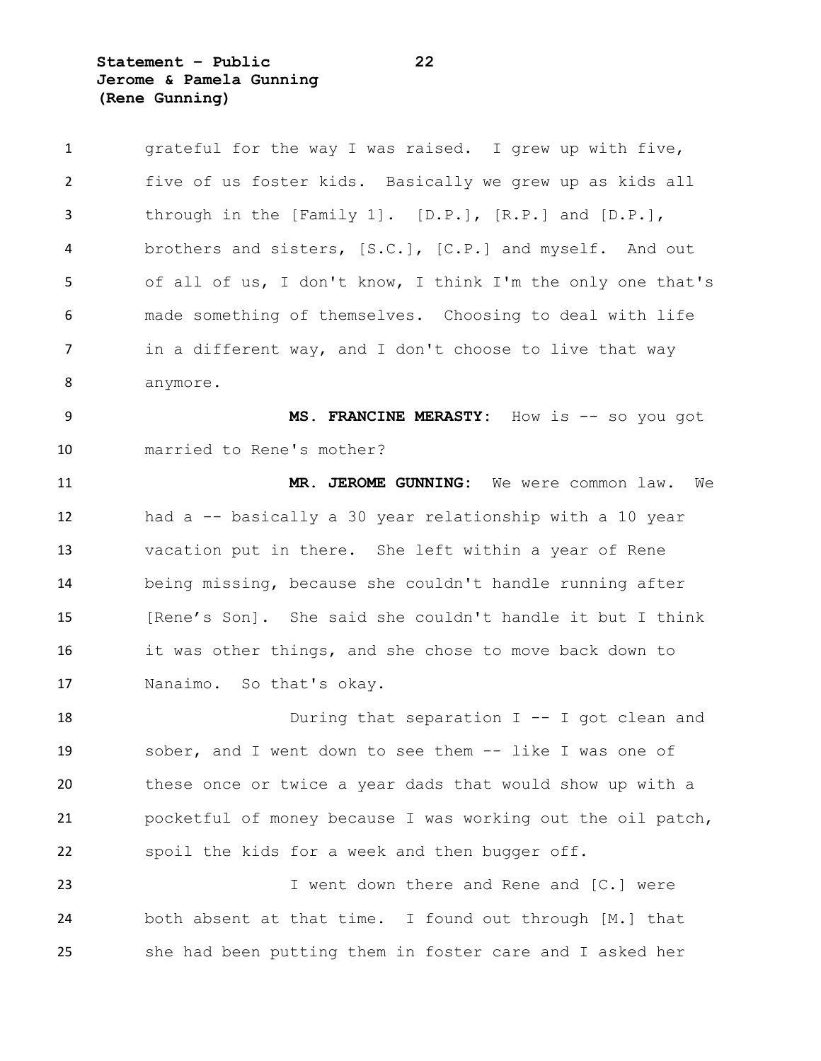grateful for the way I was raised. I grew up with five, five of us foster kids. Basically we grew up as kids all through in the [Family 1]. [D.P.], [R.P.] and [D.P.], brothers and sisters, [S.C.], [C.P.] and myself. And out of all of us, I don't know, I think I'm the only one that's made something of themselves. Choosing to deal with life in a different way, and I don't choose to live that way anymore.

**MS. FRANCINE MERASTY:** How is -- so you got married to Rene's mother?

**MR. JEROME GUNNING:** We were common law. We had a -- basically a 30 year relationship with a 10 year vacation put in there. She left within a year of Rene being missing, because she couldn't handle running after [Rene's Son]. She said she couldn't handle it but I think it was other things, and she chose to move back down to Nanaimo. So that's okay.

During that separation I -- I got clean and sober, and I went down to see them -- like I was one of these once or twice a year dads that would show up with a pocketful of money because I was working out the oil patch, spoil the kids for a week and then bugger off.

I went down there and Rene and [C.] were both absent at that time. I found out through [M.] that she had been putting them in foster care and I asked her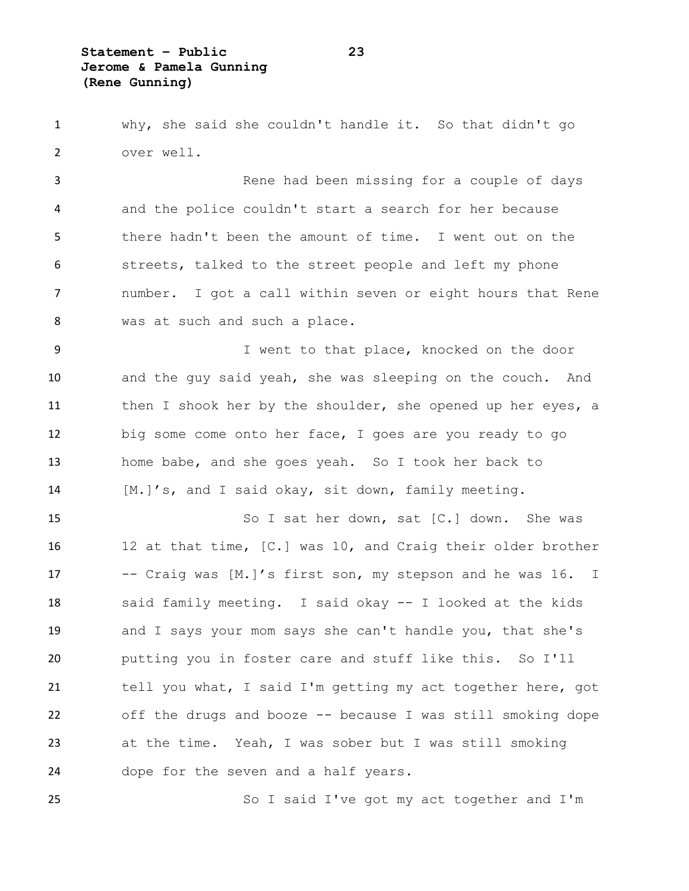why, she said she couldn't handle it. So that didn't go over well.

Rene had been missing for a couple of days and the police couldn't start a search for her because there hadn't been the amount of time. I went out on the streets, talked to the street people and left my phone number. I got a call within seven or eight hours that Rene was at such and such a place.

I went to that place, knocked on the door and the guy said yeah, she was sleeping on the couch. And then I shook her by the shoulder, she opened up her eyes, a big some come onto her face, I goes are you ready to go home babe, and she goes yeah. So I took her back to [M.]'s, and I said okay, sit down, family meeting.

So I sat her down, sat [C.] down. She was 12 at that time, [C.] was 10, and Craig their older brother -- Craig was [M.]'s first son, my stepson and he was 16. I said family meeting. I said okay -- I looked at the kids and I says your mom says she can't handle you, that she's putting you in foster care and stuff like this. So I'll tell you what, I said I'm getting my act together here, got off the drugs and booze -- because I was still smoking dope at the time. Yeah, I was sober but I was still smoking dope for the seven and a half years.

So I said I've got my act together and I'm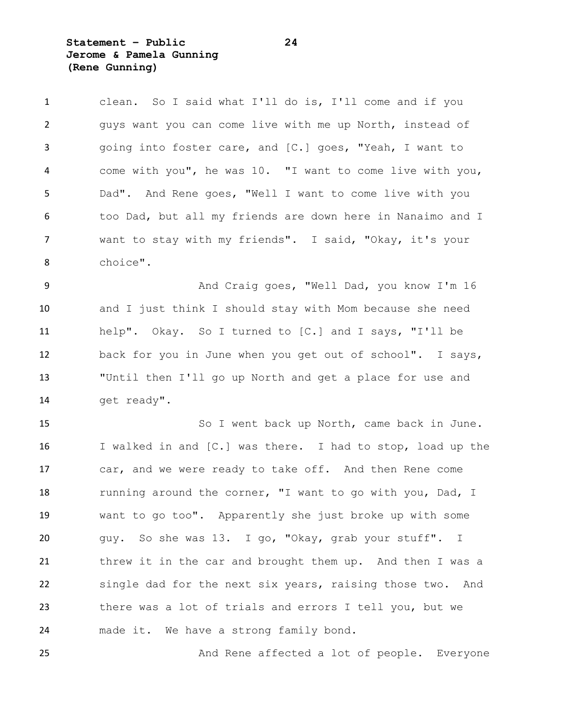clean. So I said what I'll do is, I'll come and if you guys want you can come live with me up North, instead of going into foster care, and [C.] goes, "Yeah, I want to come with you", he was 10. "I want to come live with you, Dad". And Rene goes, "Well I want to come live with you too Dad, but all my friends are down here in Nanaimo and I want to stay with my friends". I said, "Okay, it's your choice".

And Craig goes, "Well Dad, you know I'm 16 and I just think I should stay with Mom because she need help". Okay. So I turned to [C.] and I says, "I'll be back for you in June when you get out of school". I says, "Until then I'll go up North and get a place for use and get ready".

So I went back up North, came back in June. I walked in and [C.] was there. I had to stop, load up the car, and we were ready to take off. And then Rene come running around the corner, "I want to go with you, Dad, I want to go too". Apparently she just broke up with some guy. So she was 13. I go, "Okay, grab your stuff". I threw it in the car and brought them up. And then I was a single dad for the next six years, raising those two. And there was a lot of trials and errors I tell you, but we made it. We have a strong family bond.

And Rene affected a lot of people. Everyone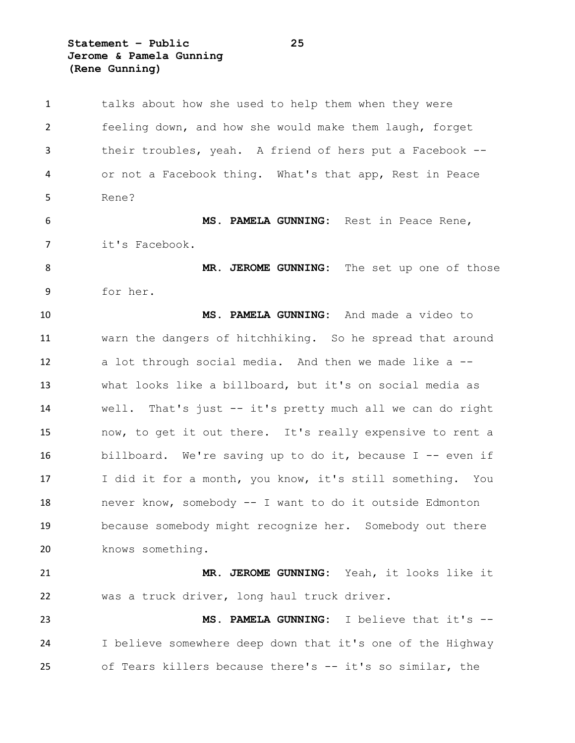talks about how she used to help them when they were feeling down, and how she would make them laugh, forget their troubles, yeah. A friend of hers put a Facebook -- or not a Facebook thing. What's that app, Rest in Peace Rene?

**MS. PAMELA GUNNING:** Rest in Peace Rene, it's Facebook.

**MR. JEROME GUNNING:** The set up one of those for her.

**MS. PAMELA GUNNING:** And made a video to warn the dangers of hitchhiking. So he spread that around a lot through social media. And then we made like a -- what looks like a billboard, but it's on social media as well. That's just -- it's pretty much all we can do right now, to get it out there. It's really expensive to rent a billboard. We're saving up to do it, because I -- even if I did it for a month, you know, it's still something. You never know, somebody -- I want to do it outside Edmonton because somebody might recognize her. Somebody out there knows something.

**MR. JEROME GUNNING:** Yeah, it looks like it was a truck driver, long haul truck driver.

**MS. PAMELA GUNNING:** I believe that it's -- I believe somewhere deep down that it's one of the Highway of Tears killers because there's -- it's so similar, the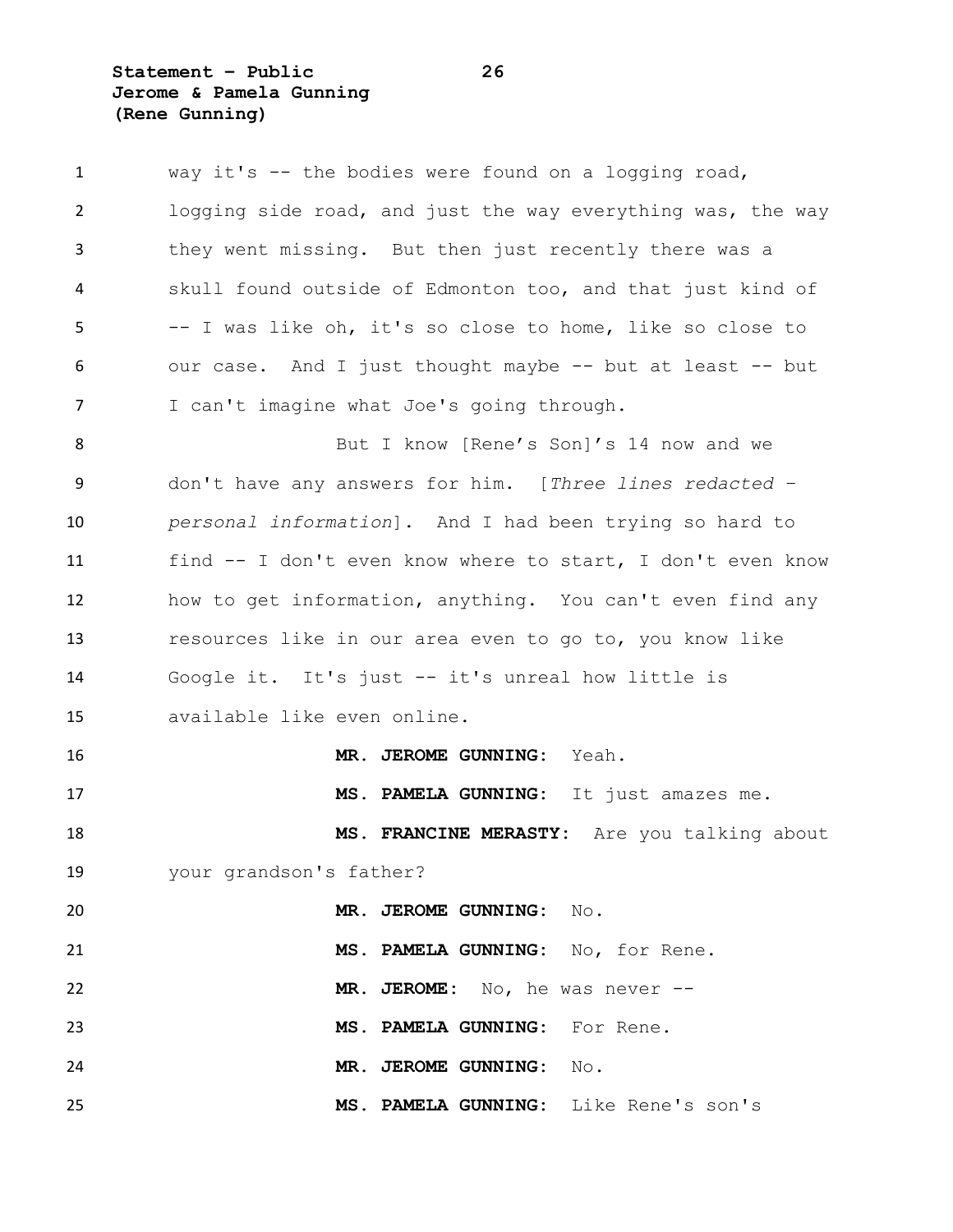way it's -- the bodies were found on a logging road, logging side road, and just the way everything was, the way they went missing. But then just recently there was a skull found outside of Edmonton too, and that just kind of -- I was like oh, it's so close to home, like so close to our case. And I just thought maybe -- but at least -- but I can't imagine what Joe's going through.

But I know [Rene's Son]'s 14 now and we don't have any answers for him. [*Three lines redacted – personal information*]. And I had been trying so hard to find -- I don't even know where to start, I don't even know how to get information, anything. You can't even find any resources like in our area even to go to, you know like Google it. It's just -- it's unreal how little is available like even online.

**MR. JEROME GUNNING:** Yeah.

**MS. PAMELA GUNNING:** It just amazes me.

**MS. FRANCINE MERASTY:** Are you talking about your grandson's father?

**MR. JEROME GUNNING:** No.

**MS. PAMELA GUNNING:** No, for Rene.

**MR. JEROME:** No, he was never --

**MS. PAMELA GUNNING:** For Rene.

**MR. JEROME GUNNING:** No.

**MS. PAMELA GUNNING:** Like Rene's son's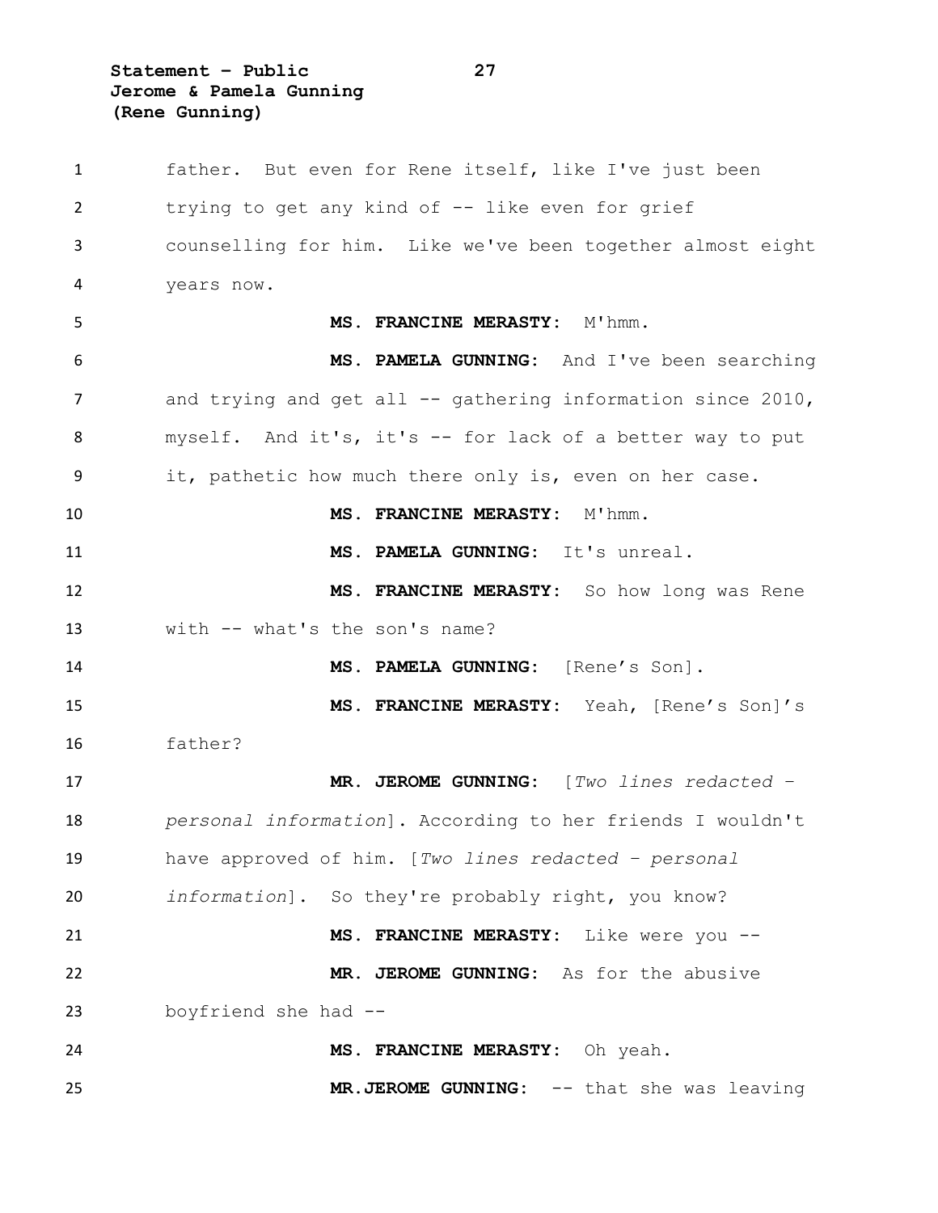father. But even for Rene itself, like I've just been trying to get any kind of -- like even for grief counselling for him. Like we've been together almost eight years now.

**MS. FRANCINE MERASTY:** M'hmm.

**MS. PAMELA GUNNING:** And I've been searching and trying and get all -- gathering information since 2010, myself. And it's, it's -- for lack of a better way to put it, pathetic how much there only is, even on her case.

**MS. FRANCINE MERASTY:** M'hmm.

**MS. PAMELA GUNNING:** It's unreal.

**MS. FRANCINE MERASTY:** So how long was Rene with -- what's the son's name?

**MS. PAMELA GUNNING:** [Rene's Son].

**MS. FRANCINE MERASTY:** Yeah, [Rene's Son]'s father?

**MR. JEROME GUNNING:** [*Two lines redacted – personal information*]. According to her friends I wouldn't have approved of him. [*Two lines redacted – personal information*]. So they're probably right, you know?

**MS. FRANCINE MERASTY:** Like were you --

**MR. JEROME GUNNING:** As for the abusive boyfriend she had --

**MS. FRANCINE MERASTY:** Oh yeah.

**MR.JEROME GUNNING:** -- that she was leaving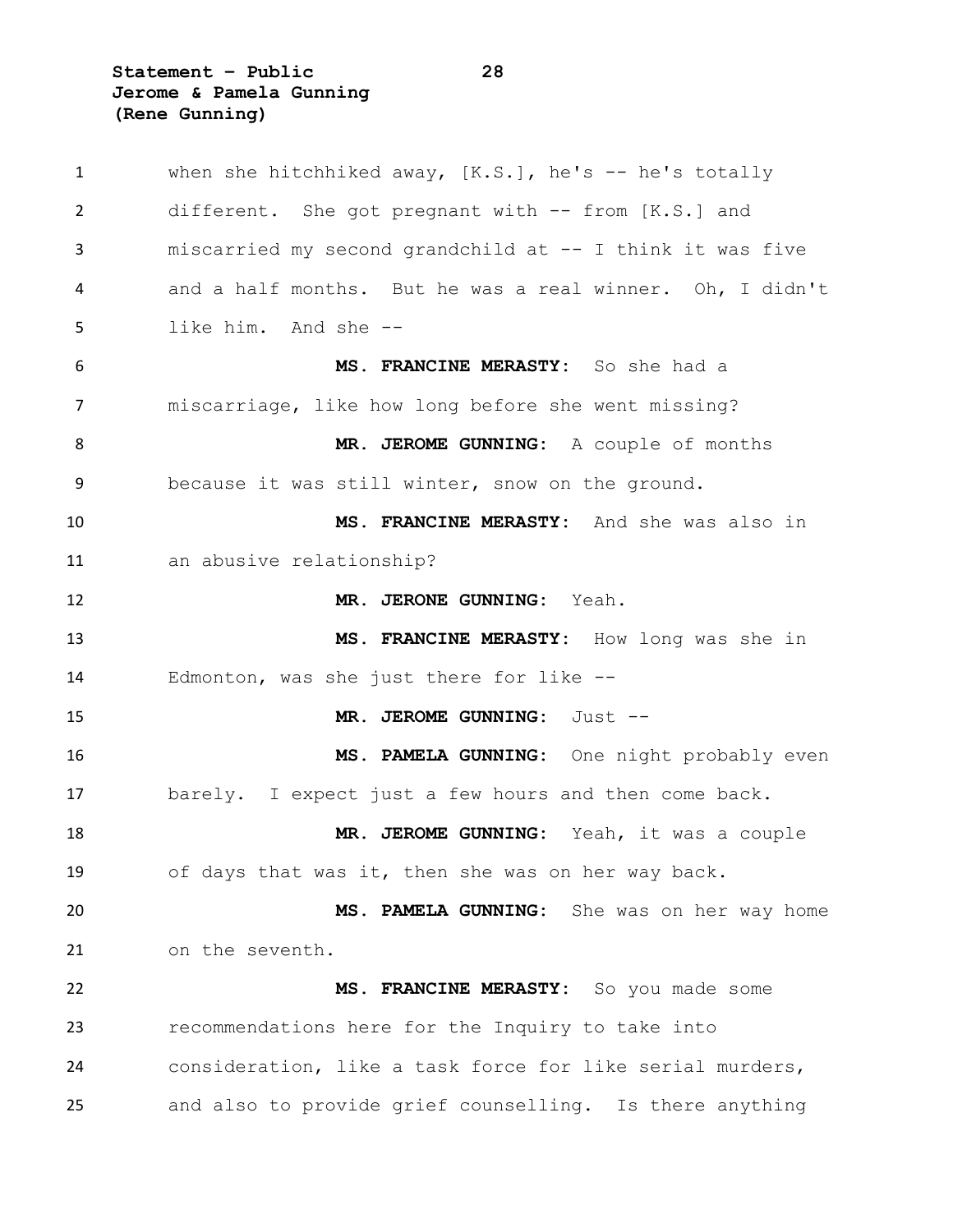when she hitchhiked away, [K.S.], he's -- he's totally different. She got pregnant with -- from [K.S.] and miscarried my second grandchild at -- I think it was five and a half months. But he was a real winner. Oh, I didn't like him. And she --

**MS. FRANCINE MERASTY:** So she had a miscarriage, like how long before she went missing?

**MR. JEROME GUNNING:** A couple of months because it was still winter, snow on the ground.

**MS. FRANCINE MERASTY:** And she was also in an abusive relationship?

**MR. JERONE GUNNING:** Yeah.

**MS. FRANCINE MERASTY:** How long was she in Edmonton, was she just there for like --

**MR. JEROME GUNNING:** Just --

**MS. PAMELA GUNNING:** One night probably even barely. I expect just a few hours and then come back.

**MR. JEROME GUNNING:** Yeah, it was a couple of days that was it, then she was on her way back.

**MS. PAMELA GUNNING:** She was on her way home on the seventh.

**MS. FRANCINE MERASTY:** So you made some recommendations here for the Inquiry to take into consideration, like a task force for like serial murders, and also to provide grief counselling. Is there anything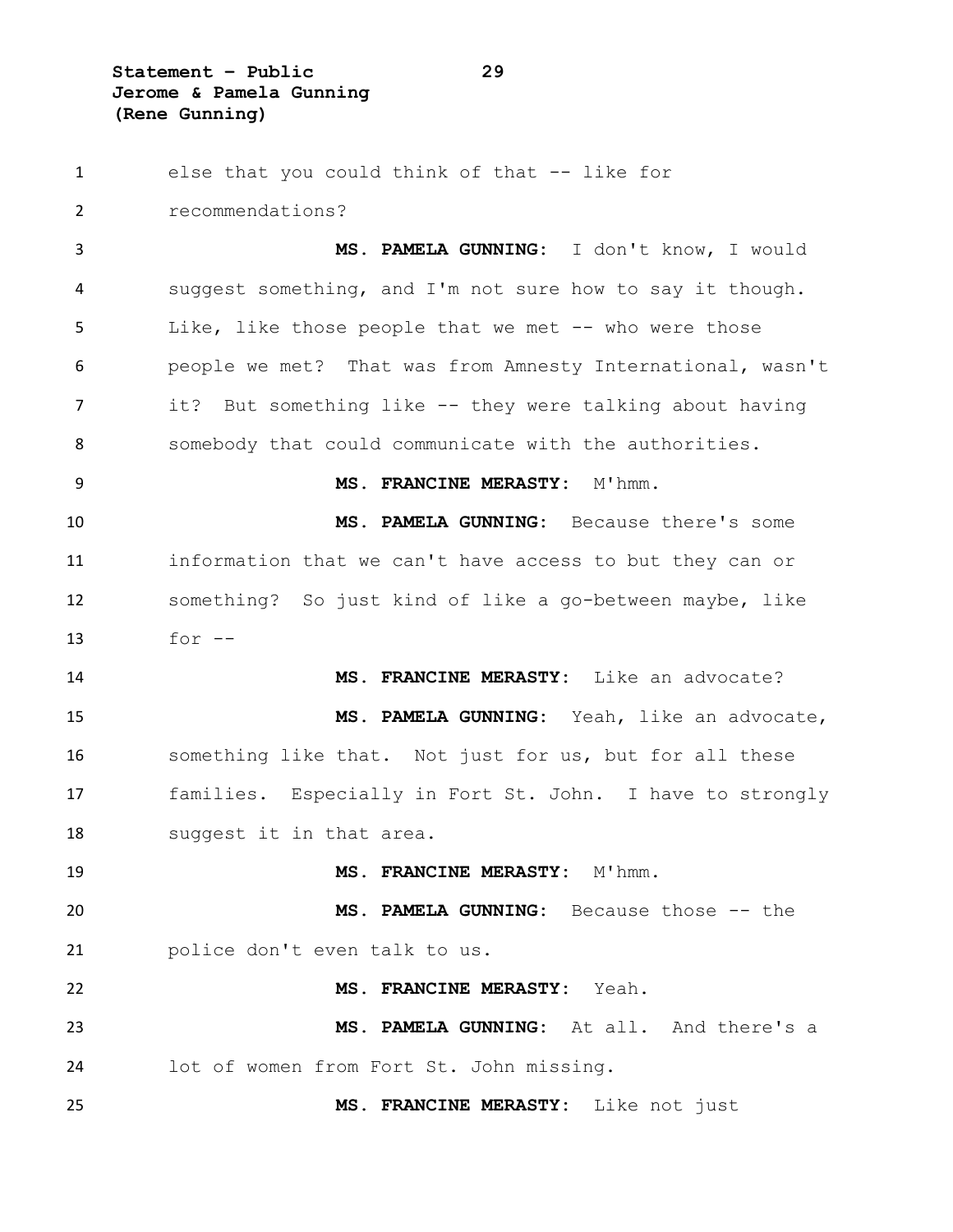else that you could think of that -- like for recommendations?

**MS. PAMELA GUNNING:** I don't know, I would suggest something, and I'm not sure how to say it though. Like, like those people that we met -- who were those people we met? That was from Amnesty International, wasn't it? But something like -- they were talking about having somebody that could communicate with the authorities.

**MS. FRANCINE MERASTY:** M'hmm.

**MS. PAMELA GUNNING:** Because there's some information that we can't have access to but they can or something? So just kind of like a go-between maybe, like for --

**MS. FRANCINE MERASTY:** Like an advocate?

**MS. PAMELA GUNNING:** Yeah, like an advocate, something like that. Not just for us, but for all these families. Especially in Fort St. John. I have to strongly suggest it in that area.

**MS. FRANCINE MERASTY:** M'hmm.

**MS. PAMELA GUNNING:** Because those -- the police don't even talk to us.

**MS. FRANCINE MERASTY:** Yeah.

**MS. PAMELA GUNNING:** At all. And there's a lot of women from Fort St. John missing.

**MS. FRANCINE MERASTY:** Like not just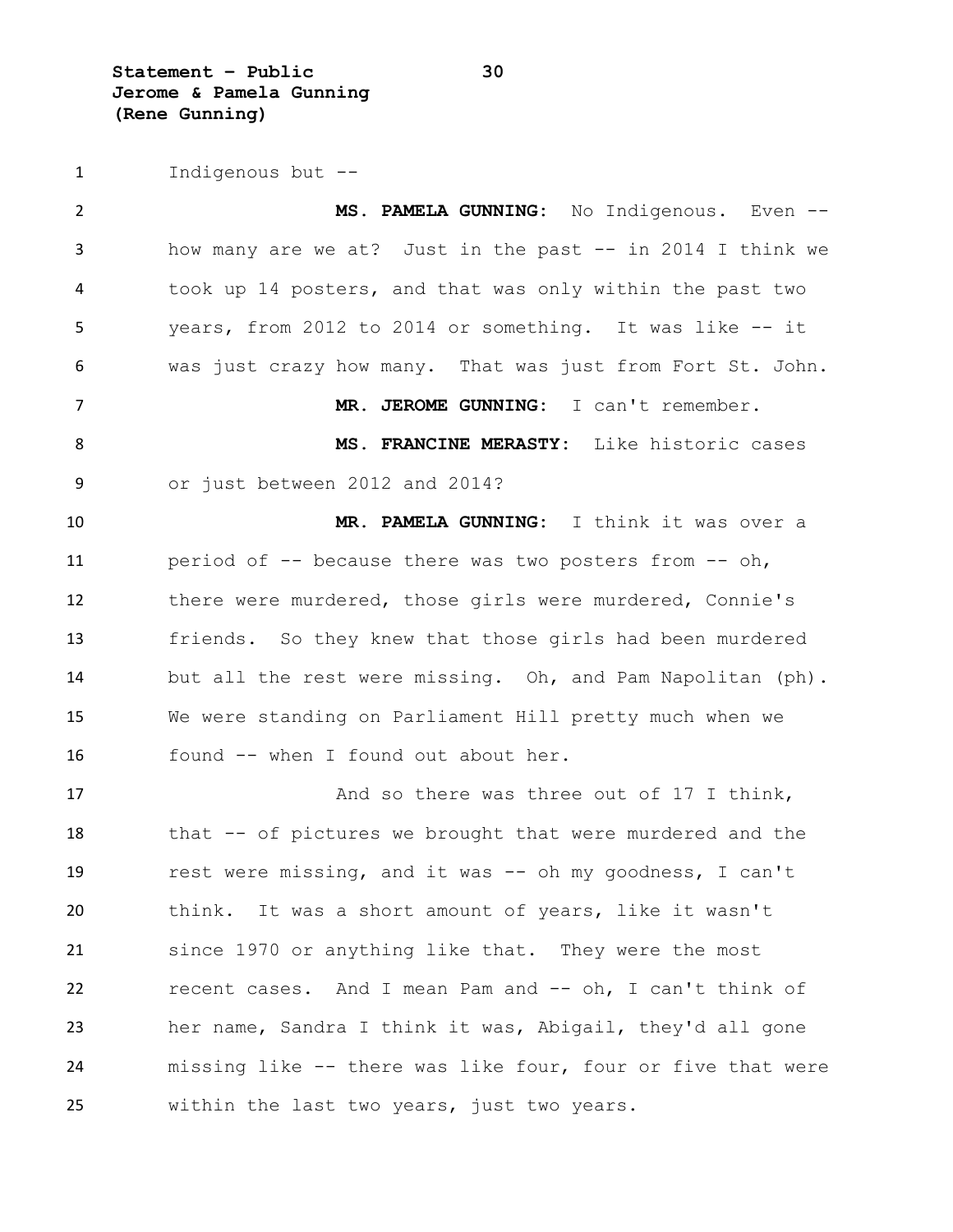Indigenous but --

**MS. PAMELA GUNNING:** No Indigenous. Even -- how many are we at? Just in the past -- in 2014 I think we took up 14 posters, and that was only within the past two years, from 2012 to 2014 or something. It was like -- it was just crazy how many. That was just from Fort St. John.

**MR. JEROME GUNNING:** I can't remember.

**MS. FRANCINE MERASTY:** Like historic cases or just between 2012 and 2014?

**MR. PAMELA GUNNING:** I think it was over a period of -- because there was two posters from -- oh, there were murdered, those girls were murdered, Connie's friends. So they knew that those girls had been murdered but all the rest were missing. Oh, and Pam Napolitan (ph). We were standing on Parliament Hill pretty much when we found -- when I found out about her.

And so there was three out of 17 I think, that -- of pictures we brought that were murdered and the rest were missing, and it was -- oh my goodness, I can't think. It was a short amount of years, like it wasn't since 1970 or anything like that. They were the most recent cases. And I mean Pam and -- oh, I can't think of her name, Sandra I think it was, Abigail, they'd all gone missing like -- there was like four, four or five that were within the last two years, just two years.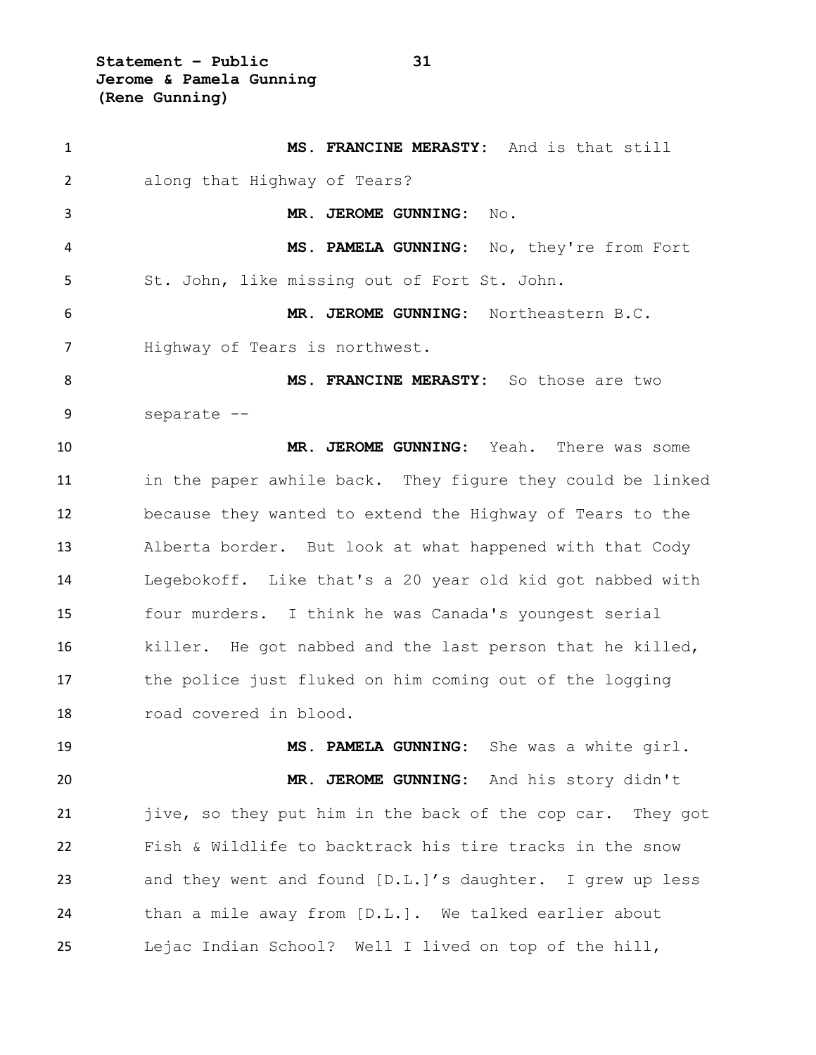**MS. FRANCINE MERASTY:** And is that still along that Highway of Tears?

**MR. JEROME GUNNING:** No.

**MS. PAMELA GUNNING:** No, they're from Fort St. John, like missing out of Fort St. John.

**MR. JEROME GUNNING:** Northeastern B.C. Highway of Tears is northwest.

**MS. FRANCINE MERASTY:** So those are two separate --

**MR. JEROME GUNNING:** Yeah. There was some in the paper awhile back. They figure they could be linked because they wanted to extend the Highway of Tears to the Alberta border. But look at what happened with that Cody Legebokoff. Like that's a 20 year old kid got nabbed with four murders. I think he was Canada's youngest serial killer. He got nabbed and the last person that he killed, the police just fluked on him coming out of the logging road covered in blood.

**MS. PAMELA GUNNING:** She was a white girl.

**MR. JEROME GUNNING:** And his story didn't jive, so they put him in the back of the cop car. They got Fish & Wildlife to backtrack his tire tracks in the snow and they went and found [D.L.]'s daughter. I grew up less than a mile away from [D.L.]. We talked earlier about Lejac Indian School? Well I lived on top of the hill,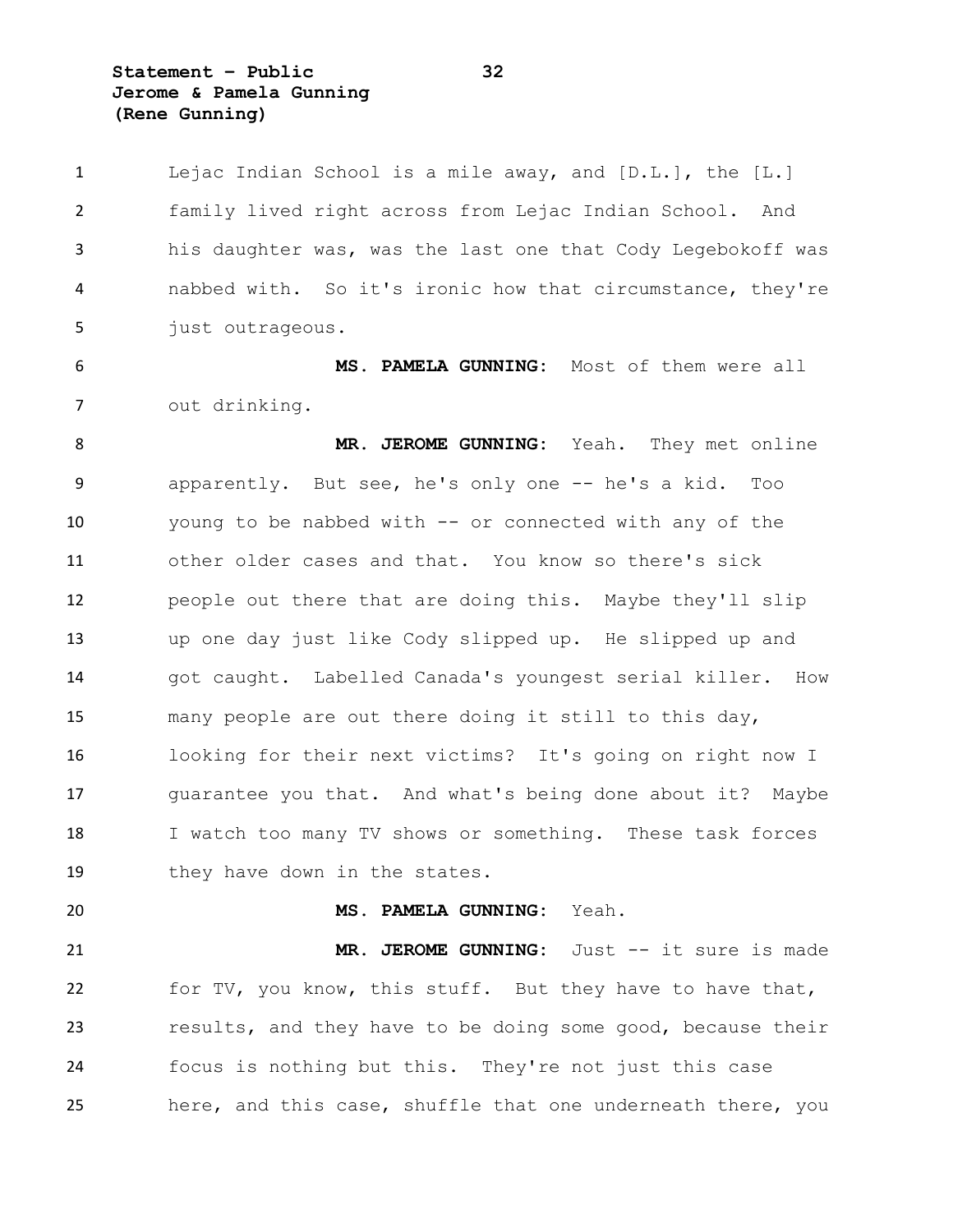Lejac Indian School is a mile away, and [D.L.], the [L.] family lived right across from Lejac Indian School. And his daughter was, was the last one that Cody Legebokoff was nabbed with. So it's ironic how that circumstance, they're just outrageous.

**MS. PAMELA GUNNING:** Most of them were all out drinking.

**MR. JEROME GUNNING:** Yeah. They met online apparently. But see, he's only one -- he's a kid. Too young to be nabbed with -- or connected with any of the other older cases and that. You know so there's sick people out there that are doing this. Maybe they'll slip up one day just like Cody slipped up. He slipped up and got caught. Labelled Canada's youngest serial killer. How many people are out there doing it still to this day, looking for their next victims? It's going on right now I guarantee you that. And what's being done about it? Maybe I watch too many TV shows or something. These task forces they have down in the states.

**MS. PAMELA GUNNING:** Yeah.

**MR. JEROME GUNNING:** Just -- it sure is made for TV, you know, this stuff. But they have to have that, results, and they have to be doing some good, because their focus is nothing but this. They're not just this case here, and this case, shuffle that one underneath there, you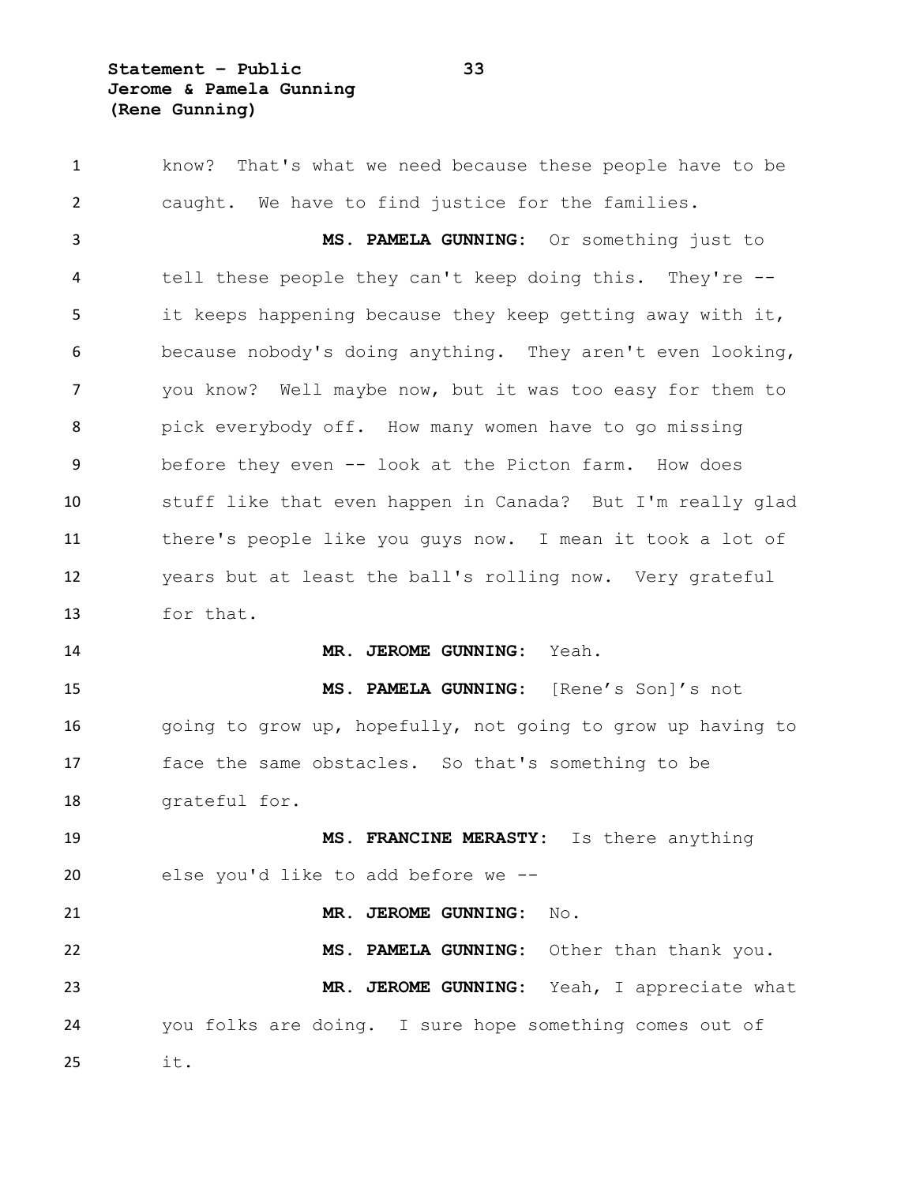know? That's what we need because these people have to be caught. We have to find justice for the families.

**MS. PAMELA GUNNING:** Or something just to tell these people they can't keep doing this. They're -- it keeps happening because they keep getting away with it, because nobody's doing anything. They aren't even looking, you know? Well maybe now, but it was too easy for them to pick everybody off. How many women have to go missing before they even -- look at the Picton farm. How does stuff like that even happen in Canada? But I'm really glad there's people like you guys now. I mean it took a lot of years but at least the ball's rolling now. Very grateful for that.

**MR. JEROME GUNNING:** Yeah.

**MS. PAMELA GUNNING:** [Rene's Son]'s not going to grow up, hopefully, not going to grow up having to face the same obstacles. So that's something to be grateful for.

**MS. FRANCINE MERASTY:** Is there anything else you'd like to add before we --

**MR. JEROME GUNNING:** No.

**MS. PAMELA GUNNING:** Other than thank you.

**MR. JEROME GUNNING:** Yeah, I appreciate what you folks are doing. I sure hope something comes out of it.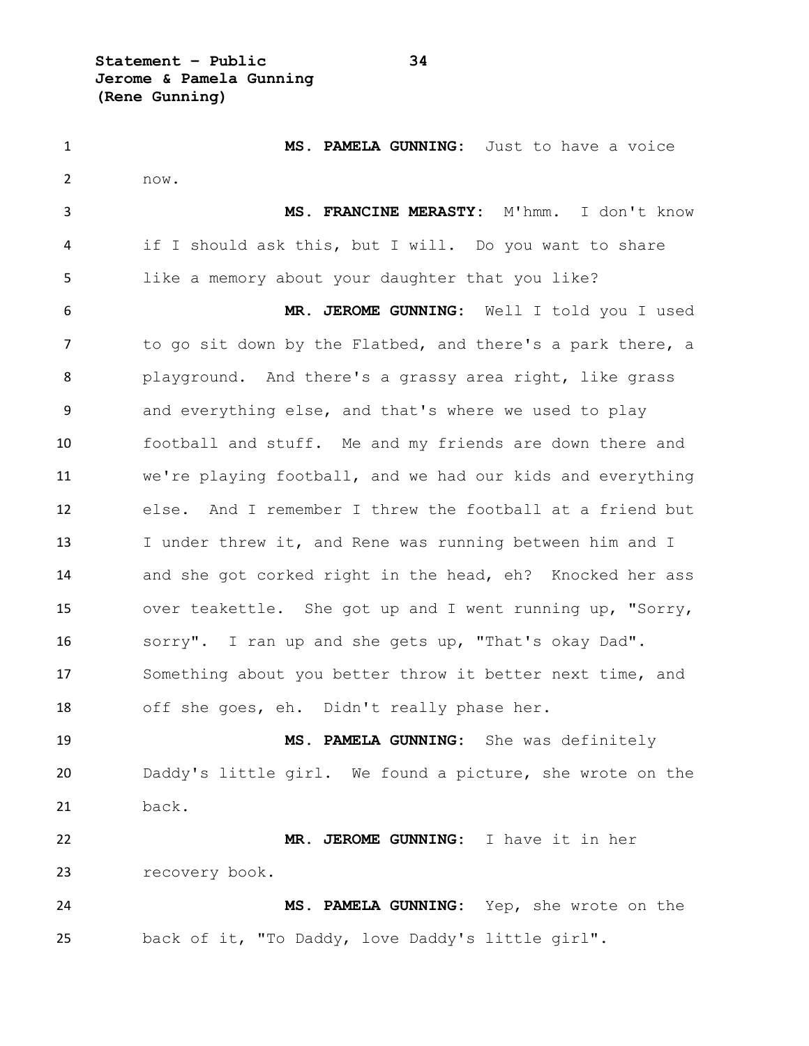**MS. PAMELA GUNNING:** Just to have a voice now.

**MS. FRANCINE MERASTY:** M'hmm. I don't know if I should ask this, but I will. Do you want to share like a memory about your daughter that you like?

**MR. JEROME GUNNING:** Well I told you I used to go sit down by the Flatbed, and there's a park there, a playground. And there's a grassy area right, like grass and everything else, and that's where we used to play football and stuff. Me and my friends are down there and we're playing football, and we had our kids and everything else. And I remember I threw the football at a friend but I under threw it, and Rene was running between him and I and she got corked right in the head, eh? Knocked her ass over teakettle. She got up and I went running up, "Sorry, sorry". I ran up and she gets up, "That's okay Dad". Something about you better throw it better next time, and off she goes, eh. Didn't really phase her.

**MS. PAMELA GUNNING:** She was definitely Daddy's little girl. We found a picture, she wrote on the back.

**MR. JEROME GUNNING:** I have it in her recovery book.

**MS. PAMELA GUNNING:** Yep, she wrote on the back of it, "To Daddy, love Daddy's little girl".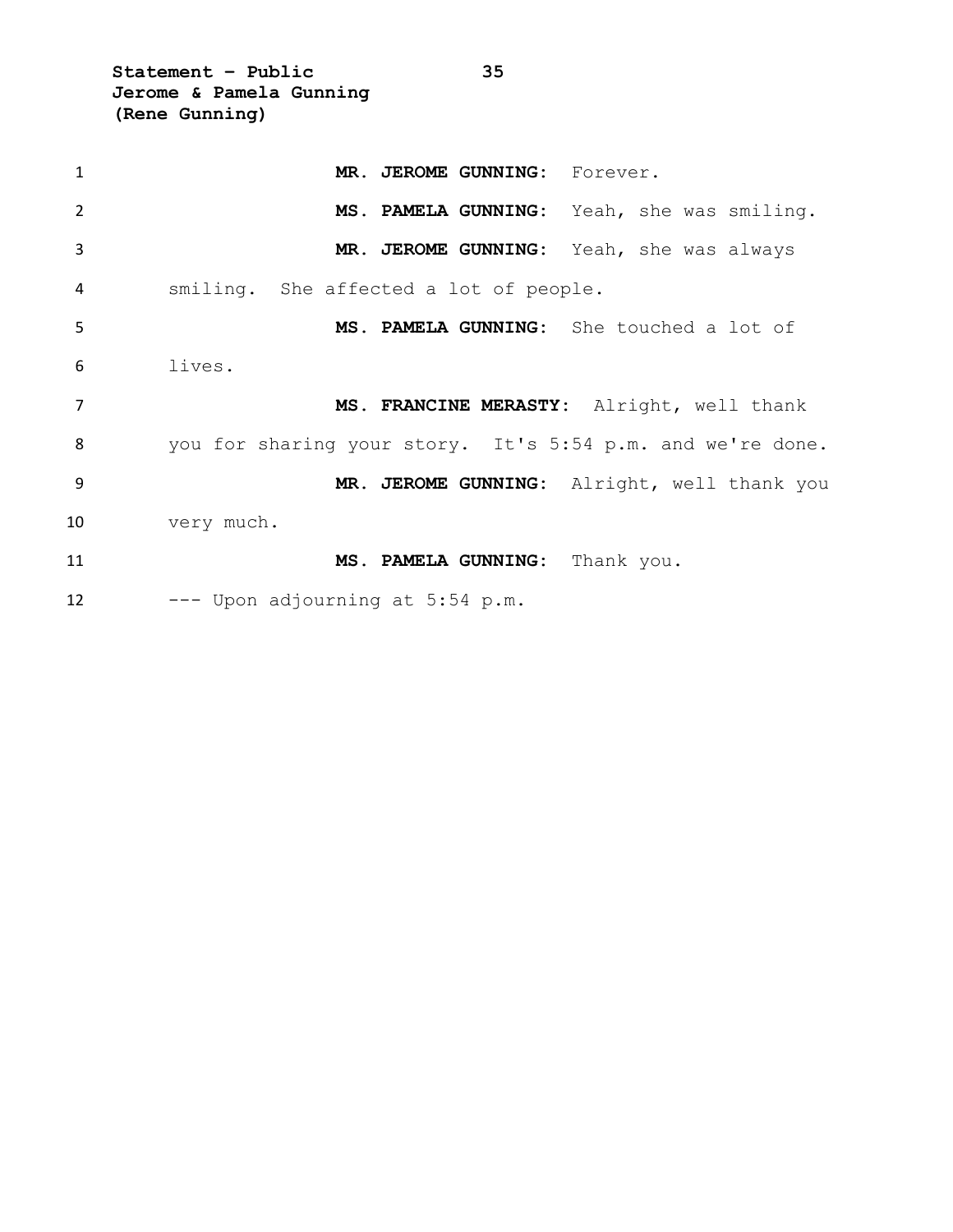**MR. JEROME GUNNING:** Forever.

**MS. PAMELA GUNNING:** Yeah, she was smiling.

**MR. JEROME GUNNING:** Yeah, she was always smiling. She affected a lot of people.

**MS. PAMELA GUNNING:** She touched a lot of lives.

**MS. FRANCINE MERASTY:** Alright, well thank you for sharing your story. It's 5:54 p.m. and we're done.

**MR. JEROME GUNNING:** Alright, well thank you very much.

**MS. PAMELA GUNNING:** Thank you.

--- Upon adjourning at 5:54 p.m.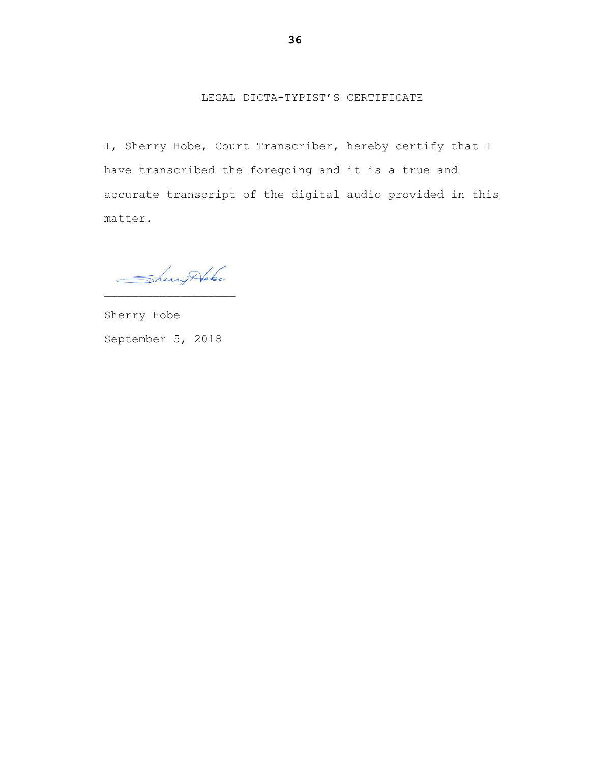## LEGAL DICTA-TYPIST'S CERTIFICATE

I, Sherry Hobe, Court Transcriber, hereby certify that I have transcribed the foregoing and it is a true and accurate transcript of the digital audio provided in this matter.

\_\_\_\_\_\_\_\_\_\_\_\_\_\_\_\_\_\_\_\_

Sherry Hobe

September 5, 2018